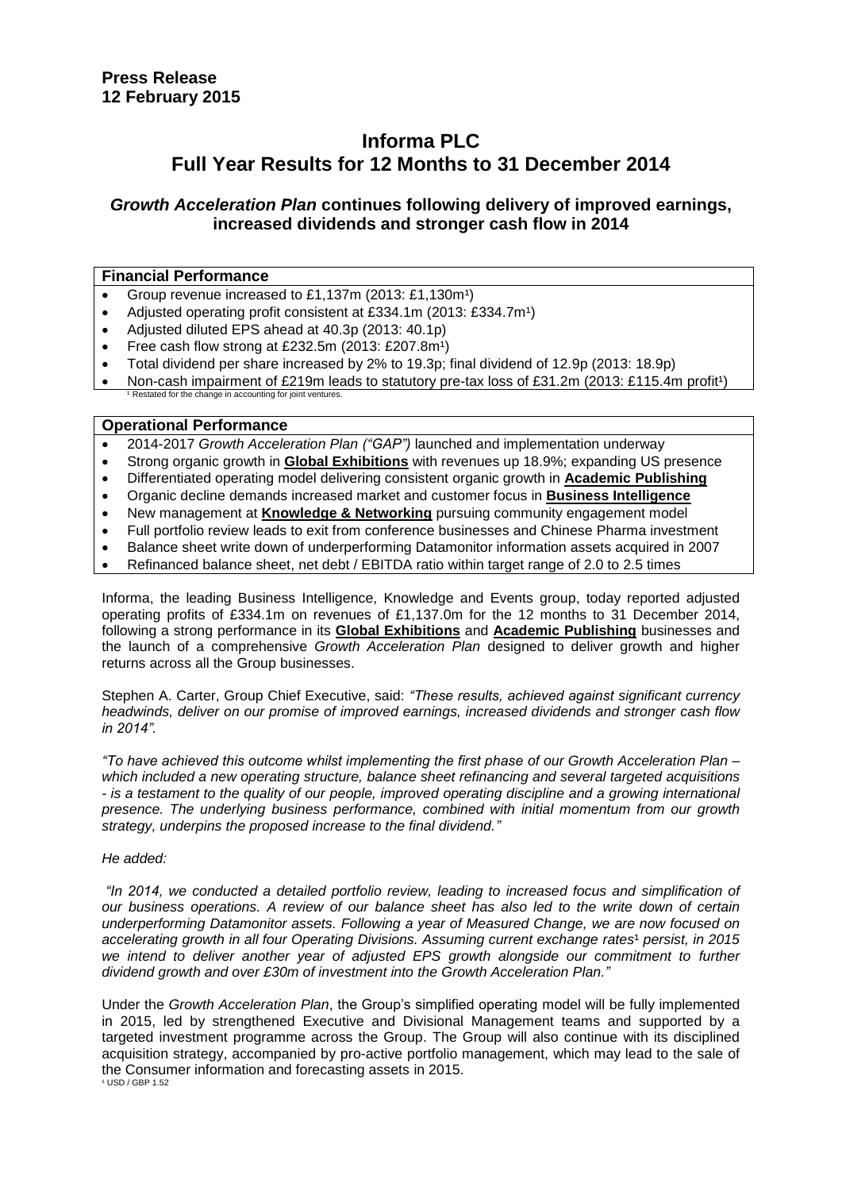**Press Release**
**12 February 2015**

# Informa PLC
# Full Year Results for 12 Months to 31 December 2014

## *Growth Acceleration Plan* continues following delivery of improved earnings, increased dividends and stronger cash flow in 2014

**Financial Performance**

- Group revenue increased to £1,137m (2013: £1,130m[1])
- Adjusted operating profit consistent at £334.1m (2013: £334.7m[1])
- Adjusted diluted EPS ahead at 40.3p (2013: 40.1p)
- Free cash flow strong at £232.5m (2013: £207.8m[1])
- Total dividend per share increased by 2% to 19.3p; final dividend of 12.9p (2013: 18.9p)
- Non-cash impairment of £219m leads to statutory pre-tax loss of £31.2m (2013: £115.4m profit[1])

[1] Restated for the change in accounting for joint ventures.

**Operational Performance**

- 2014-2017 *Growth Acceleration Plan ("GAP")* launched and implementation underway
- Strong organic growth in **Global Exhibitions** with revenues up 18.9%; expanding US presence
- Differentiated operating model delivering consistent organic growth in **Academic Publishing**
- Organic decline demands increased market and customer focus in **Business Intelligence**
- New management at **Knowledge & Networking** pursuing community engagement model
- Full portfolio review leads to exit from conference businesses and Chinese Pharma investment
- Balance sheet write down of underperforming Datamonitor information assets acquired in 2007
- Refinanced balance sheet, net debt / EBITDA ratio within target range of 2.0 to 2.5 times

Informa, the leading Business Intelligence, Knowledge and Events group, today reported adjusted operating profits of £334.1m on revenues of £1,137.0m for the 12 months to 31 December 2014, following a strong performance in its **Global Exhibitions** and **Academic Publishing** businesses and the launch of a comprehensive *Growth Acceleration Plan* designed to deliver growth and higher returns across all the Group businesses.

Stephen A. Carter, Group Chief Executive, said: *"These results, achieved against significant currency headwinds, deliver on our promise of improved earnings, increased dividends and stronger cash flow in 2014".*

*"To have achieved this outcome whilst implementing the first phase of our Growth Acceleration Plan – which included a new operating structure, balance sheet refinancing and several targeted acquisitions - is a testament to the quality of our people, improved operating discipline and a growing international presence. The underlying business performance, combined with initial momentum from our growth strategy, underpins the proposed increase to the final dividend."*

*He added:*

*"In 2014, we conducted a detailed portfolio review, leading to increased focus and simplification of our business operations. A review of our balance sheet has also led to the write down of certain underperforming Datamonitor assets. Following a year of Measured Change, we are now focused on accelerating growth in all four Operating Divisions. Assuming current exchange rates[1] persist, in 2015 we intend to deliver another year of adjusted EPS growth alongside our commitment to further dividend growth and over £30m of investment into the Growth Acceleration Plan."*

Under the *Growth Acceleration Plan*, the Group's simplified operating model will be fully implemented in 2015, led by strengthened Executive and Divisional Management teams and supported by a targeted investment programme across the Group. The Group will also continue with its disciplined acquisition strategy, accompanied by pro-active portfolio management, which may lead to the sale of the Consumer information and forecasting assets in 2015.

[1] USD / GBP 1.52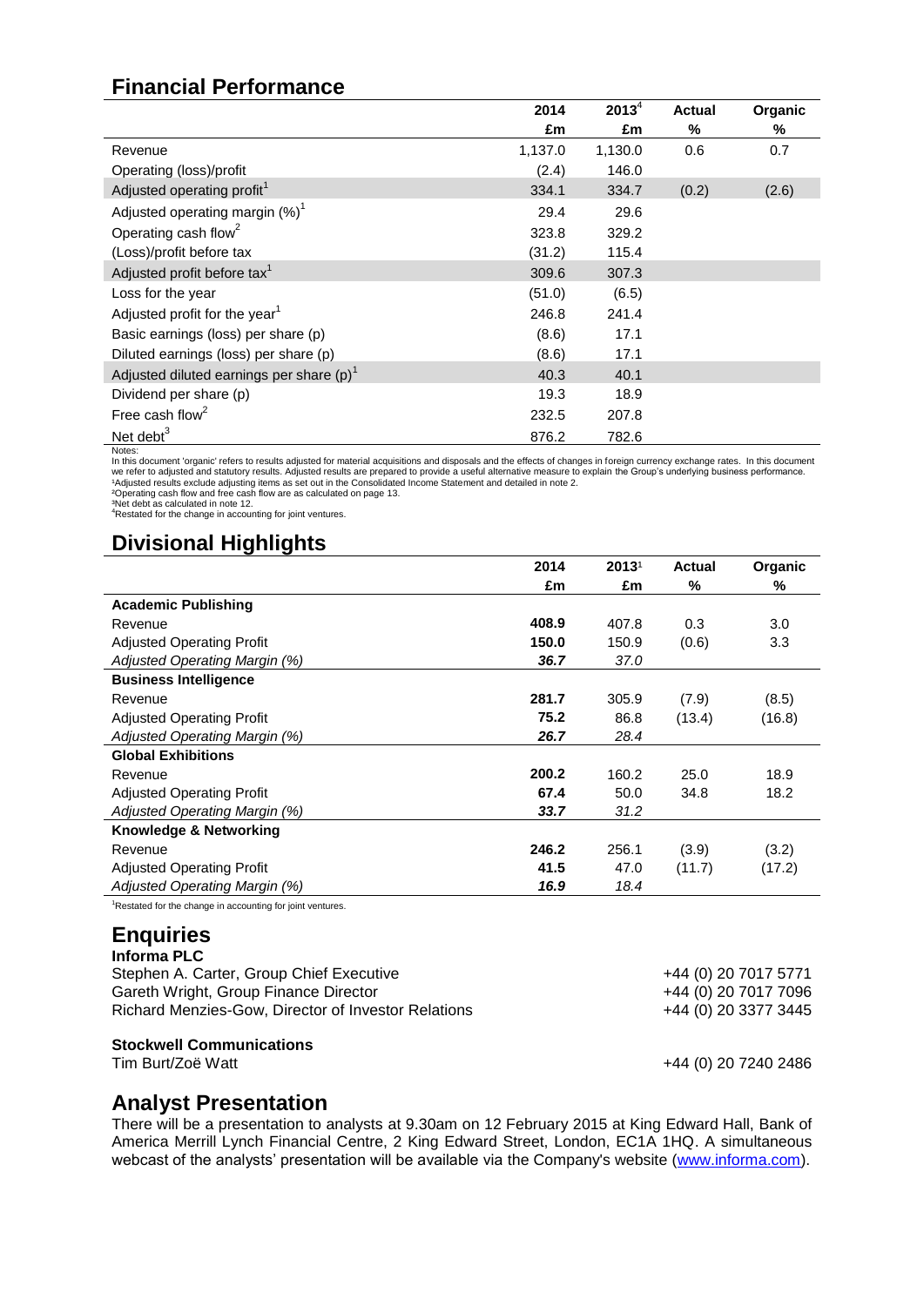## Financial Performance

| | 2014 | 2013[4] | Actual | Organic |
|---|---|---|---|---|
| | £m | £m | % | % |
| Revenue | 1,137.0 | 1,130.0 | 0.6 | 0.7 |
| Operating (loss)/profit | (2.4) | 146.0 | | |
| Adjusted operating profit[1] | 334.1 | 334.7 | (0.2) | (2.6) |
| Adjusted operating margin (%)[1] | 29.4 | 29.6 | | |
| Operating cash flow[2] | 323.8 | 329.2 | | |
| (Loss)/profit before tax | (31.2) | 115.4 | | |
| Adjusted profit before tax[1] | 309.6 | 307.3 | | |
| Loss for the year | (51.0) | (6.5) | | |
| Adjusted profit for the year[1] | 246.8 | 241.4 | | |
| Basic earnings (loss) per share (p) | (8.6) | 17.1 | | |
| Diluted earnings (loss) per share (p) | (8.6) | 17.1 | | |
| Adjusted diluted earnings per share (p)[1] | 40.3 | 40.1 | | |
| Dividend per share (p) | 19.3 | 18.9 | | |
| Free cash flow[2] | 232.5 | 207.8 | | |
| Net debt[3] | 876.2 | 782.6 | | |

Notes:
In this document 'organic' refers to results adjusted for material acquisitions and disposals and the effects of changes in foreign currency exchange rates. In this document we refer to adjusted and statutory results. Adjusted results are prepared to provide a useful alternative measure to explain the Group's underlying business performance.
[1]Adjusted results exclude adjusting items as set out in the Consolidated Income Statement and detailed in note 2.
[2]Operating cash flow and free cash flow are as calculated on page 13.
[3]Net debt as calculated in note 12.
[4]Restated for the change in accounting for joint ventures.

## Divisional Highlights

| | 2014 | 2013[1] | Actual | Organic |
|---|---|---|---|---|
| | £m | £m | % | % |
| **Academic Publishing** | | | | |
| Revenue | **408.9** | 407.8 | 0.3 | 3.0 |
| Adjusted Operating Profit | **150.0** | 150.9 | (0.6) | 3.3 |
| *Adjusted Operating Margin (%)* | ***36.7*** | *37.0* | | |
| **Business Intelligence** | | | | |
| Revenue | **281.7** | 305.9 | (7.9) | (8.5) |
| Adjusted Operating Profit | **75.2** | 86.8 | (13.4) | (16.8) |
| *Adjusted Operating Margin (%)* | ***26.7*** | *28.4* | | |
| **Global Exhibitions** | | | | |
| Revenue | **200.2** | 160.2 | 25.0 | 18.9 |
| Adjusted Operating Profit | **67.4** | 50.0 | 34.8 | 18.2 |
| *Adjusted Operating Margin (%)* | ***33.7*** | *31.2* | | |
| **Knowledge & Networking** | | | | |
| Revenue | **246.2** | 256.1 | (3.9) | (3.2) |
| Adjusted Operating Profit | **41.5** | 47.0 | (11.7) | (17.2) |
| *Adjusted Operating Margin (%)* | ***16.9*** | *18.4* | | |

[1]Restated for the change in accounting for joint ventures.

## Enquiries

**Informa PLC**

| | |
|---|---|
| Stephen A. Carter, Group Chief Executive | +44 (0) 20 7017 5771 |
| Gareth Wright, Group Finance Director | +44 (0) 20 7017 7096 |
| Richard Menzies-Gow, Director of Investor Relations | +44 (0) 20 3377 3445 |

**Stockwell Communications**

| | |
|---|---|
| Tim Burt/Zoë Watt | +44 (0) 20 7240 2486 |

## Analyst Presentation

There will be a presentation to analysts at 9.30am on 12 February 2015 at King Edward Hall, Bank of America Merrill Lynch Financial Centre, 2 King Edward Street, London, EC1A 1HQ. A simultaneous webcast of the analysts' presentation will be available via the Company's website (www.informa.com).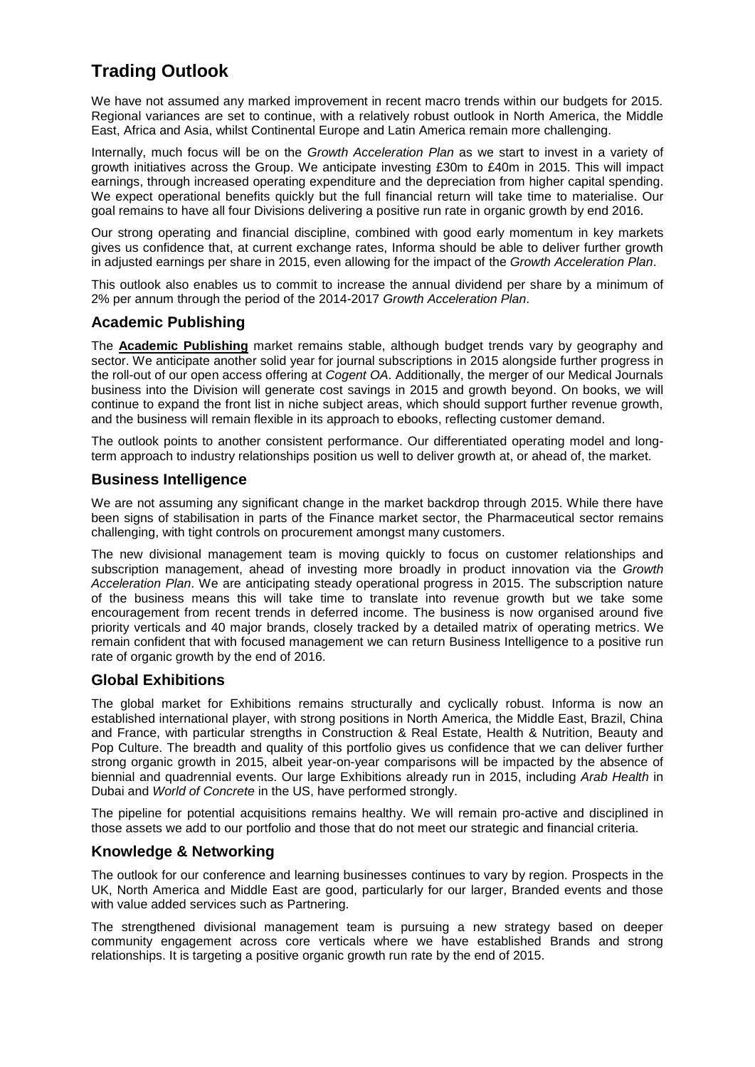# Trading Outlook

We have not assumed any marked improvement in recent macro trends within our budgets for 2015. Regional variances are set to continue, with a relatively robust outlook in North America, the Middle East, Africa and Asia, whilst Continental Europe and Latin America remain more challenging.

Internally, much focus will be on the *Growth Acceleration Plan* as we start to invest in a variety of growth initiatives across the Group. We anticipate investing £30m to £40m in 2015. This will impact earnings, through increased operating expenditure and the depreciation from higher capital spending. We expect operational benefits quickly but the full financial return will take time to materialise. Our goal remains to have all four Divisions delivering a positive run rate in organic growth by end 2016.

Our strong operating and financial discipline, combined with good early momentum in key markets gives us confidence that, at current exchange rates, Informa should be able to deliver further growth in adjusted earnings per share in 2015, even allowing for the impact of the *Growth Acceleration Plan*.

This outlook also enables us to commit to increase the annual dividend per share by a minimum of 2% per annum through the period of the 2014-2017 *Growth Acceleration Plan*.

## Academic Publishing

The **Academic Publishing** market remains stable, although budget trends vary by geography and sector. We anticipate another solid year for journal subscriptions in 2015 alongside further progress in the roll-out of our open access offering at *Cogent OA*. Additionally, the merger of our Medical Journals business into the Division will generate cost savings in 2015 and growth beyond. On books, we will continue to expand the front list in niche subject areas, which should support further revenue growth, and the business will remain flexible in its approach to ebooks, reflecting customer demand.

The outlook points to another consistent performance. Our differentiated operating model and long-term approach to industry relationships position us well to deliver growth at, or ahead of, the market.

## Business Intelligence

We are not assuming any significant change in the market backdrop through 2015. While there have been signs of stabilisation in parts of the Finance market sector, the Pharmaceutical sector remains challenging, with tight controls on procurement amongst many customers.

The new divisional management team is moving quickly to focus on customer relationships and subscription management, ahead of investing more broadly in product innovation via the *Growth Acceleration Plan*. We are anticipating steady operational progress in 2015. The subscription nature of the business means this will take time to translate into revenue growth but we take some encouragement from recent trends in deferred income. The business is now organised around five priority verticals and 40 major brands, closely tracked by a detailed matrix of operating metrics. We remain confident that with focused management we can return Business Intelligence to a positive run rate of organic growth by the end of 2016.

## Global Exhibitions

The global market for Exhibitions remains structurally and cyclically robust. Informa is now an established international player, with strong positions in North America, the Middle East, Brazil, China and France, with particular strengths in Construction & Real Estate, Health & Nutrition, Beauty and Pop Culture. The breadth and quality of this portfolio gives us confidence that we can deliver further strong organic growth in 2015, albeit year-on-year comparisons will be impacted by the absence of biennial and quadrennial events. Our large Exhibitions already run in 2015, including *Arab Health* in Dubai and *World of Concrete* in the US, have performed strongly.

The pipeline for potential acquisitions remains healthy. We will remain pro-active and disciplined in those assets we add to our portfolio and those that do not meet our strategic and financial criteria.

## Knowledge & Networking

The outlook for our conference and learning businesses continues to vary by region. Prospects in the UK, North America and Middle East are good, particularly for our larger, Branded events and those with value added services such as Partnering.

The strengthened divisional management team is pursuing a new strategy based on deeper community engagement across core verticals where we have established Brands and strong relationships. It is targeting a positive organic growth run rate by the end of 2015.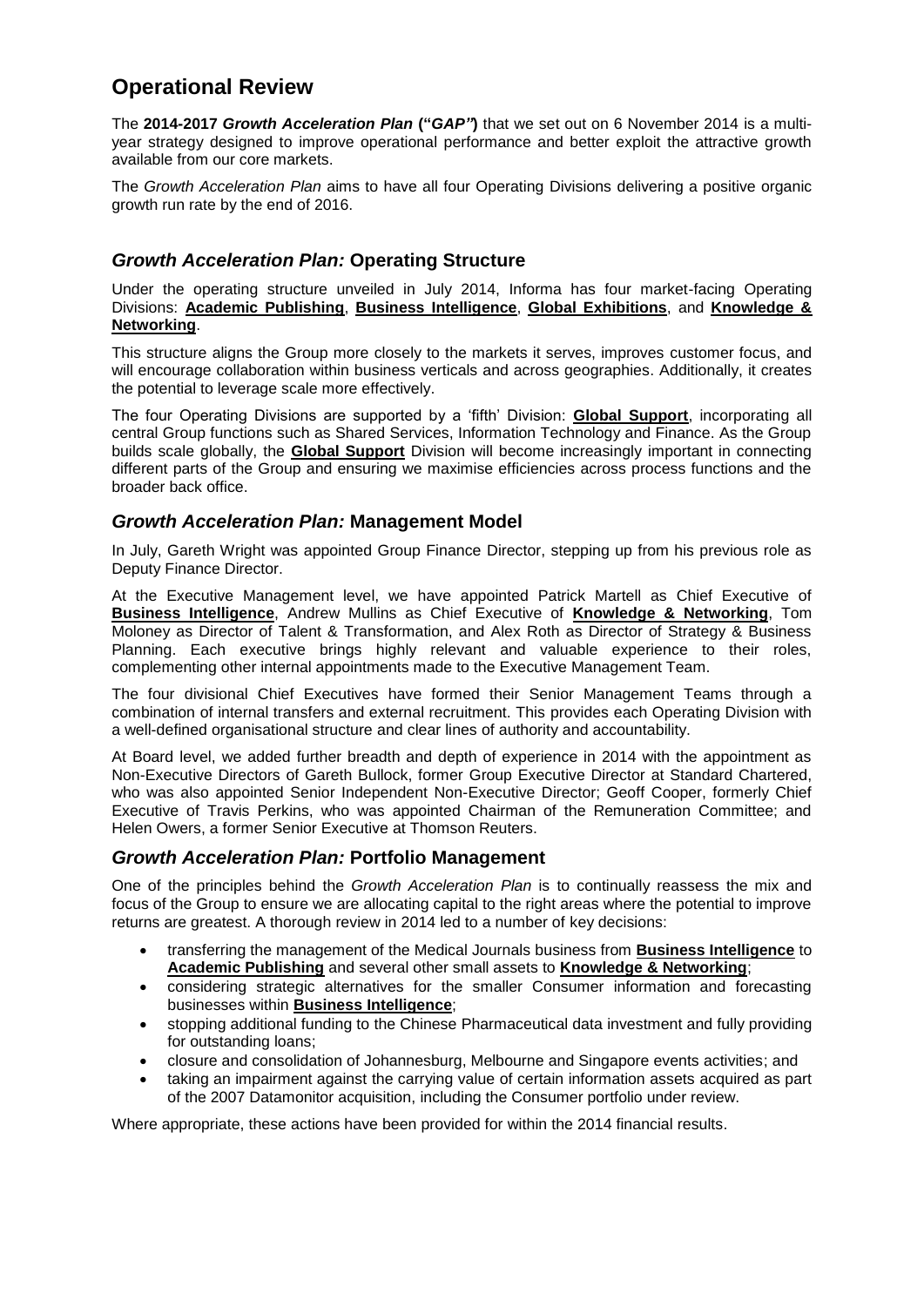## Operational Review

The **2014-2017 *Growth Acceleration Plan* ("*GAP"*)** that we set out on 6 November 2014 is a multi-year strategy designed to improve operational performance and better exploit the attractive growth available from our core markets.

The *Growth Acceleration Plan* aims to have all four Operating Divisions delivering a positive organic growth run rate by the end of 2016.

### *Growth Acceleration Plan:* Operating Structure

Under the operating structure unveiled in July 2014, Informa has four market-facing Operating Divisions: **Academic Publishing**, **Business Intelligence**, **Global Exhibitions**, and **Knowledge & Networking**.

This structure aligns the Group more closely to the markets it serves, improves customer focus, and will encourage collaboration within business verticals and across geographies. Additionally, it creates the potential to leverage scale more effectively.

The four Operating Divisions are supported by a 'fifth' Division: **Global Support**, incorporating all central Group functions such as Shared Services, Information Technology and Finance. As the Group builds scale globally, the **Global Support** Division will become increasingly important in connecting different parts of the Group and ensuring we maximise efficiencies across process functions and the broader back office.

### *Growth Acceleration Plan:* Management Model

In July, Gareth Wright was appointed Group Finance Director, stepping up from his previous role as Deputy Finance Director.

At the Executive Management level, we have appointed Patrick Martell as Chief Executive of **Business Intelligence**, Andrew Mullins as Chief Executive of **Knowledge & Networking**, Tom Moloney as Director of Talent & Transformation, and Alex Roth as Director of Strategy & Business Planning. Each executive brings highly relevant and valuable experience to their roles, complementing other internal appointments made to the Executive Management Team.

The four divisional Chief Executives have formed their Senior Management Teams through a combination of internal transfers and external recruitment. This provides each Operating Division with a well-defined organisational structure and clear lines of authority and accountability.

At Board level, we added further breadth and depth of experience in 2014 with the appointment as Non-Executive Directors of Gareth Bullock, former Group Executive Director at Standard Chartered, who was also appointed Senior Independent Non-Executive Director; Geoff Cooper, formerly Chief Executive of Travis Perkins, who was appointed Chairman of the Remuneration Committee; and Helen Owers, a former Senior Executive at Thomson Reuters.

### *Growth Acceleration Plan:* Portfolio Management

One of the principles behind the *Growth Acceleration Plan* is to continually reassess the mix and focus of the Group to ensure we are allocating capital to the right areas where the potential to improve returns are greatest. A thorough review in 2014 led to a number of key decisions:

- transferring the management of the Medical Journals business from **Business Intelligence** to **Academic Publishing** and several other small assets to **Knowledge & Networking**;
- considering strategic alternatives for the smaller Consumer information and forecasting businesses within **Business Intelligence**;
- stopping additional funding to the Chinese Pharmaceutical data investment and fully providing for outstanding loans;
- closure and consolidation of Johannesburg, Melbourne and Singapore events activities; and
- taking an impairment against the carrying value of certain information assets acquired as part of the 2007 Datamonitor acquisition, including the Consumer portfolio under review.

Where appropriate, these actions have been provided for within the 2014 financial results.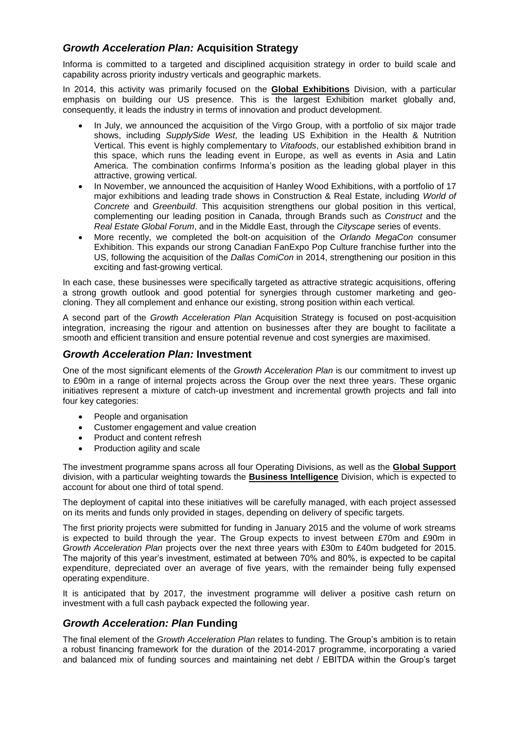## *Growth Acceleration Plan:* Acquisition Strategy

Informa is committed to a targeted and disciplined acquisition strategy in order to build scale and capability across priority industry verticals and geographic markets.

In 2014, this activity was primarily focused on the **Global Exhibitions** Division, with a particular emphasis on building our US presence. This is the largest Exhibition market globally and, consequently, it leads the industry in terms of innovation and product development.

- In July, we announced the acquisition of the Virgo Group, with a portfolio of six major trade shows, including *SupplySide West*, the leading US Exhibition in the Health & Nutrition Vertical. This event is highly complementary to *Vitafoods*, our established exhibition brand in this space, which runs the leading event in Europe, as well as events in Asia and Latin America. The combination confirms Informa's position as the leading global player in this attractive, growing vertical.
- In November, we announced the acquisition of Hanley Wood Exhibitions, with a portfolio of 17 major exhibitions and leading trade shows in Construction & Real Estate, including *World of Concrete* and *Greenbuild*. This acquisition strengthens our global position in this vertical, complementing our leading position in Canada, through Brands such as *Construct* and the *Real Estate Global Forum*, and in the Middle East, through the *Cityscape* series of events.
- More recently, we completed the bolt-on acquisition of the *Orlando MegaCon* consumer Exhibition. This expands our strong Canadian FanExpo Pop Culture franchise further into the US, following the acquisition of the *Dallas ComiCon* in 2014, strengthening our position in this exciting and fast-growing vertical.

In each case, these businesses were specifically targeted as attractive strategic acquisitions, offering a strong growth outlook and good potential for synergies through customer marketing and geo-cloning. They all complement and enhance our existing, strong position within each vertical.

A second part of the *Growth Acceleration Plan* Acquisition Strategy is focused on post-acquisition integration, increasing the rigour and attention on businesses after they are bought to facilitate a smooth and efficient transition and ensure potential revenue and cost synergies are maximised.

## *Growth Acceleration Plan:* Investment

One of the most significant elements of the *Growth Acceleration Plan* is our commitment to invest up to £90m in a range of internal projects across the Group over the next three years. These organic initiatives represent a mixture of catch-up investment and incremental growth projects and fall into four key categories:

- People and organisation
- Customer engagement and value creation
- Product and content refresh
- Production agility and scale

The investment programme spans across all four Operating Divisions, as well as the **Global Support** division, with a particular weighting towards the **Business Intelligence** Division, which is expected to account for about one third of total spend.

The deployment of capital into these initiatives will be carefully managed, with each project assessed on its merits and funds only provided in stages, depending on delivery of specific targets.

The first priority projects were submitted for funding in January 2015 and the volume of work streams is expected to build through the year. The Group expects to invest between £70m and £90m in *Growth Acceleration Plan* projects over the next three years with £30m to £40m budgeted for 2015. The majority of this year's investment, estimated at between 70% and 80%, is expected to be capital expenditure, depreciated over an average of five years, with the remainder being fully expensed operating expenditure.

It is anticipated that by 2017, the investment programme will deliver a positive cash return on investment with a full cash payback expected the following year.

## *Growth Acceleration: Plan* Funding

The final element of the *Growth Acceleration Plan* relates to funding. The Group's ambition is to retain a robust financing framework for the duration of the 2014-2017 programme, incorporating a varied and balanced mix of funding sources and maintaining net debt / EBITDA within the Group's target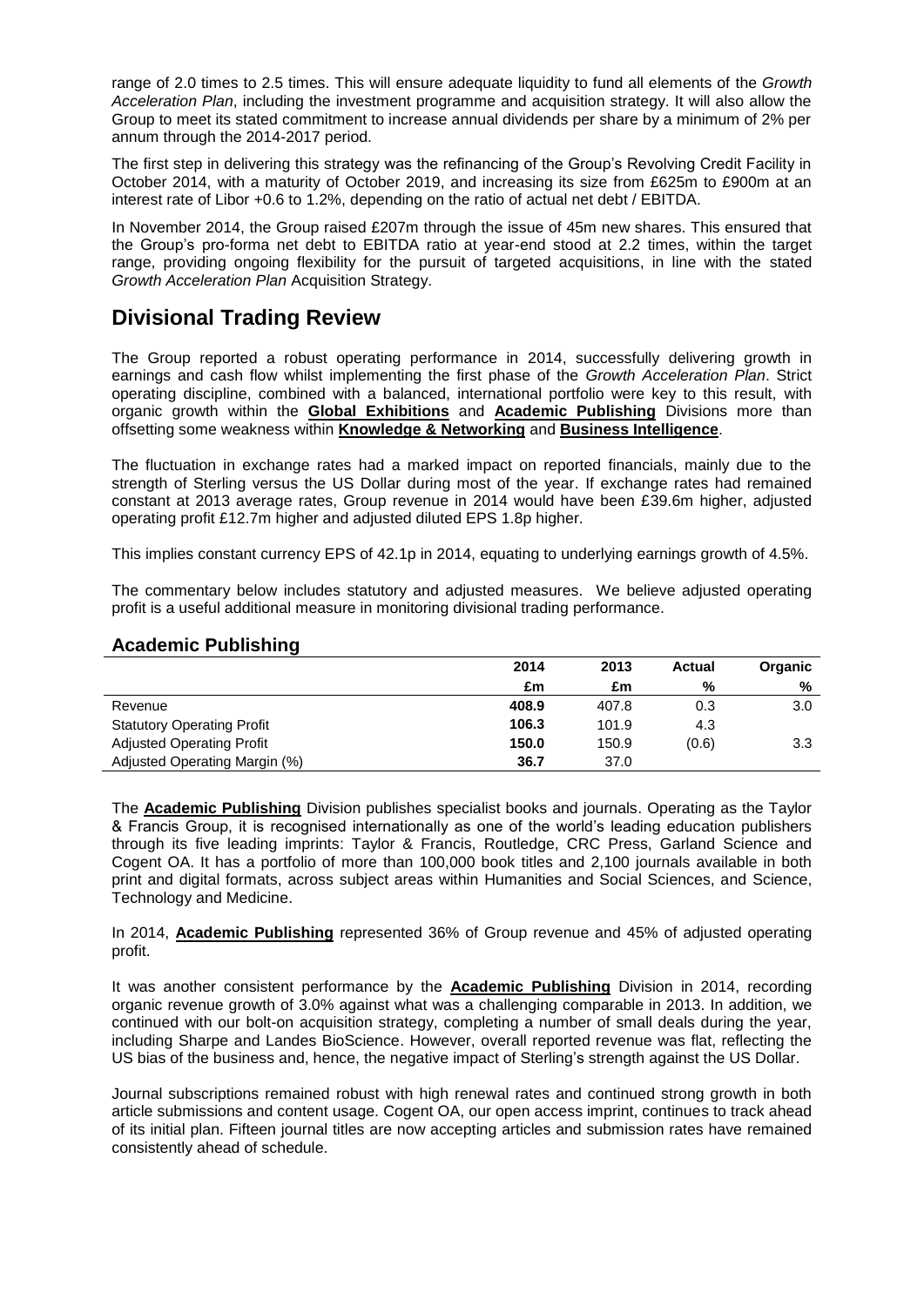range of 2.0 times to 2.5 times. This will ensure adequate liquidity to fund all elements of the *Growth Acceleration Plan*, including the investment programme and acquisition strategy. It will also allow the Group to meet its stated commitment to increase annual dividends per share by a minimum of 2% per annum through the 2014-2017 period.

The first step in delivering this strategy was the refinancing of the Group's Revolving Credit Facility in October 2014, with a maturity of October 2019, and increasing its size from £625m to £900m at an interest rate of Libor +0.6 to 1.2%, depending on the ratio of actual net debt / EBITDA.

In November 2014, the Group raised £207m through the issue of 45m new shares. This ensured that the Group's pro-forma net debt to EBITDA ratio at year-end stood at 2.2 times, within the target range, providing ongoing flexibility for the pursuit of targeted acquisitions, in line with the stated *Growth Acceleration Plan* Acquisition Strategy.

## Divisional Trading Review

The Group reported a robust operating performance in 2014, successfully delivering growth in earnings and cash flow whilst implementing the first phase of the *Growth Acceleration Plan*. Strict operating discipline, combined with a balanced, international portfolio were key to this result, with organic growth within the **Global Exhibitions** and **Academic Publishing** Divisions more than offsetting some weakness within **Knowledge & Networking** and **Business Intelligence**.

The fluctuation in exchange rates had a marked impact on reported financials, mainly due to the strength of Sterling versus the US Dollar during most of the year. If exchange rates had remained constant at 2013 average rates, Group revenue in 2014 would have been £39.6m higher, adjusted operating profit £12.7m higher and adjusted diluted EPS 1.8p higher.

This implies constant currency EPS of 42.1p in 2014, equating to underlying earnings growth of 4.5%.

The commentary below includes statutory and adjusted measures. We believe adjusted operating profit is a useful additional measure in monitoring divisional trading performance.

### Academic Publishing

| | 2014 | 2013 | Actual | Organic |
|---|---|---|---|---|
| | £m | £m | % | % |
| Revenue | **408.9** | 407.8 | 0.3 | 3.0 |
| Statutory Operating Profit | **106.3** | 101.9 | 4.3 | |
| Adjusted Operating Profit | **150.0** | 150.9 | (0.6) | 3.3 |
| Adjusted Operating Margin (%) | **36.7** | 37.0 | | |

The **Academic Publishing** Division publishes specialist books and journals. Operating as the Taylor & Francis Group, it is recognised internationally as one of the world's leading education publishers through its five leading imprints: Taylor & Francis, Routledge, CRC Press, Garland Science and Cogent OA. It has a portfolio of more than 100,000 book titles and 2,100 journals available in both print and digital formats, across subject areas within Humanities and Social Sciences, and Science, Technology and Medicine.

In 2014, **Academic Publishing** represented 36% of Group revenue and 45% of adjusted operating profit.

It was another consistent performance by the **Academic Publishing** Division in 2014, recording organic revenue growth of 3.0% against what was a challenging comparable in 2013. In addition, we continued with our bolt-on acquisition strategy, completing a number of small deals during the year, including Sharpe and Landes BioScience. However, overall reported revenue was flat, reflecting the US bias of the business and, hence, the negative impact of Sterling's strength against the US Dollar.

Journal subscriptions remained robust with high renewal rates and continued strong growth in both article submissions and content usage. Cogent OA, our open access imprint, continues to track ahead of its initial plan. Fifteen journal titles are now accepting articles and submission rates have remained consistently ahead of schedule.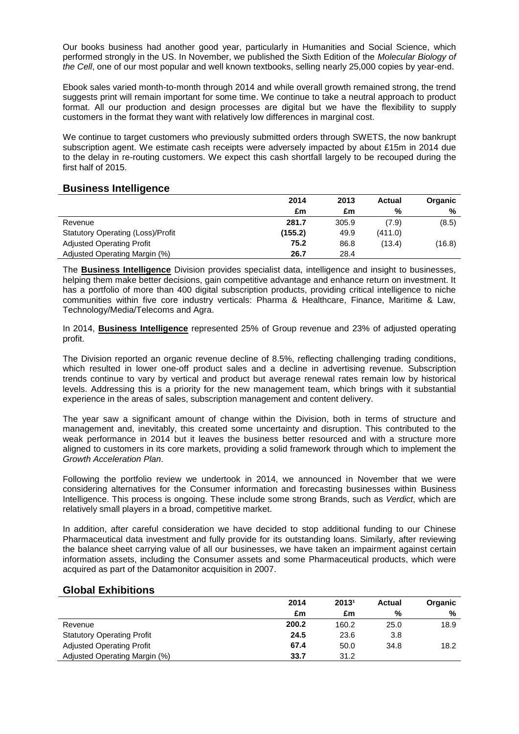Our books business had another good year, particularly in Humanities and Social Science, which performed strongly in the US. In November, we published the Sixth Edition of the *Molecular Biology of the Cell*, one of our most popular and well known textbooks, selling nearly 25,000 copies by year-end.

Ebook sales varied month-to-month through 2014 and while overall growth remained strong, the trend suggests print will remain important for some time. We continue to take a neutral approach to product format. All our production and design processes are digital but we have the flexibility to supply customers in the format they want with relatively low differences in marginal cost.

We continue to target customers who previously submitted orders through SWETS, the now bankrupt subscription agent. We estimate cash receipts were adversely impacted by about £15m in 2014 due to the delay in re-routing customers. We expect this cash shortfall largely to be recouped during the first half of 2015.

## Business Intelligence

| | 2014 | 2013 | Actual | Organic |
|---|---|---|---|---|
| | £m | £m | % | % |
| Revenue | **281.7** | 305.9 | (7.9) | (8.5) |
| Statutory Operating (Loss)/Profit | **(155.2)** | 49.9 | (411.0) | |
| Adjusted Operating Profit | **75.2** | 86.8 | (13.4) | (16.8) |
| Adjusted Operating Margin (%) | **26.7** | 28.4 | | |

The **Business Intelligence** Division provides specialist data, intelligence and insight to businesses, helping them make better decisions, gain competitive advantage and enhance return on investment. It has a portfolio of more than 400 digital subscription products, providing critical intelligence to niche communities within five core industry verticals: Pharma & Healthcare, Finance, Maritime & Law, Technology/Media/Telecoms and Agra.

In 2014, **Business Intelligence** represented 25% of Group revenue and 23% of adjusted operating profit.

The Division reported an organic revenue decline of 8.5%, reflecting challenging trading conditions, which resulted in lower one-off product sales and a decline in advertising revenue. Subscription trends continue to vary by vertical and product but average renewal rates remain low by historical levels. Addressing this is a priority for the new management team, which brings with it substantial experience in the areas of sales, subscription management and content delivery.

The year saw a significant amount of change within the Division, both in terms of structure and management and, inevitably, this created some uncertainty and disruption. This contributed to the weak performance in 2014 but it leaves the business better resourced and with a structure more aligned to customers in its core markets, providing a solid framework through which to implement the *Growth Acceleration Plan*.

Following the portfolio review we undertook in 2014, we announced in November that we were considering alternatives for the Consumer information and forecasting businesses within Business Intelligence. This process is ongoing. These include some strong Brands, such as *Verdict*, which are relatively small players in a broad, competitive market.

In addition, after careful consideration we have decided to stop additional funding to our Chinese Pharmaceutical data investment and fully provide for its outstanding loans. Similarly, after reviewing the balance sheet carrying value of all our businesses, we have taken an impairment against certain information assets, including the Consumer assets and some Pharmaceutical products, which were acquired as part of the Datamonitor acquisition in 2007.

## Global Exhibitions

| | 2014 | 2013[1] | Actual | Organic |
|---|---|---|---|---|
| | £m | £m | % | % |
| Revenue | **200.2** | 160.2 | 25.0 | 18.9 |
| Statutory Operating Profit | **24.5** | 23.6 | 3.8 | |
| Adjusted Operating Profit | **67.4** | 50.0 | 34.8 | 18.2 |
| Adjusted Operating Margin (%) | **33.7** | 31.2 | | |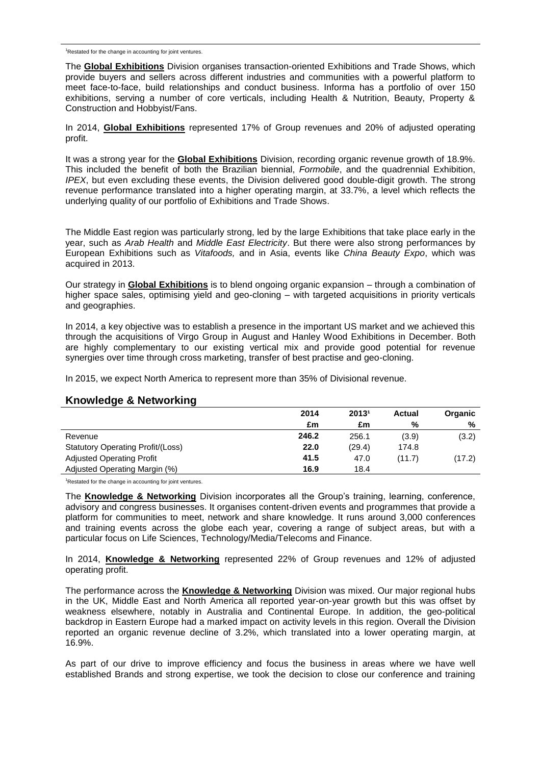[1]Restated for the change in accounting for joint ventures.

The **Global Exhibitions** Division organises transaction-oriented Exhibitions and Trade Shows, which provide buyers and sellers across different industries and communities with a powerful platform to meet face-to-face, build relationships and conduct business. Informa has a portfolio of over 150 exhibitions, serving a number of core verticals, including Health & Nutrition, Beauty, Property & Construction and Hobbyist/Fans.

In 2014, **Global Exhibitions** represented 17% of Group revenues and 20% of adjusted operating profit.

It was a strong year for the **Global Exhibitions** Division, recording organic revenue growth of 18.9%. This included the benefit of both the Brazilian biennial, *Formobile*, and the quadrennial Exhibition, *IPEX*, but even excluding these events, the Division delivered good double-digit growth. The strong revenue performance translated into a higher operating margin, at 33.7%, a level which reflects the underlying quality of our portfolio of Exhibitions and Trade Shows.

The Middle East region was particularly strong, led by the large Exhibitions that take place early in the year, such as *Arab Health* and *Middle East Electricity*. But there were also strong performances by European Exhibitions such as *Vitafoods,* and in Asia, events like *China Beauty Expo*, which was acquired in 2013.

Our strategy in **Global Exhibitions** is to blend ongoing organic expansion – through a combination of higher space sales, optimising yield and geo-cloning – with targeted acquisitions in priority verticals and geographies.

In 2014, a key objective was to establish a presence in the important US market and we achieved this through the acquisitions of Virgo Group in August and Hanley Wood Exhibitions in December. Both are highly complementary to our existing vertical mix and provide good potential for revenue synergies over time through cross marketing, transfer of best practise and geo-cloning.

In 2015, we expect North America to represent more than 35% of Divisional revenue.

## Knowledge & Networking

| | 2014 | 2013[1] | Actual | Organic |
|---|---|---|---|---|
| | £m | £m | % | % |
| Revenue | **246.2** | 256.1 | (3.9) | (3.2) |
| Statutory Operating Profit/(Loss) | **22.0** | (29.4) | 174.8 | |
| Adjusted Operating Profit | **41.5** | 47.0 | (11.7) | (17.2) |
| Adjusted Operating Margin (%) | **16.9** | 18.4 | | |

[1]Restated for the change in accounting for joint ventures.

The **Knowledge & Networking** Division incorporates all the Group's training, learning, conference, advisory and congress businesses. It organises content-driven events and programmes that provide a platform for communities to meet, network and share knowledge. It runs around 3,000 conferences and training events across the globe each year, covering a range of subject areas, but with a particular focus on Life Sciences, Technology/Media/Telecoms and Finance.

In 2014, **Knowledge & Networking** represented 22% of Group revenues and 12% of adjusted operating profit.

The performance across the **Knowledge & Networking** Division was mixed. Our major regional hubs in the UK, Middle East and North America all reported year-on-year growth but this was offset by weakness elsewhere, notably in Australia and Continental Europe. In addition, the geo-political backdrop in Eastern Europe had a marked impact on activity levels in this region. Overall the Division reported an organic revenue decline of 3.2%, which translated into a lower operating margin, at 16.9%.

As part of our drive to improve efficiency and focus the business in areas where we have well established Brands and strong expertise, we took the decision to close our conference and training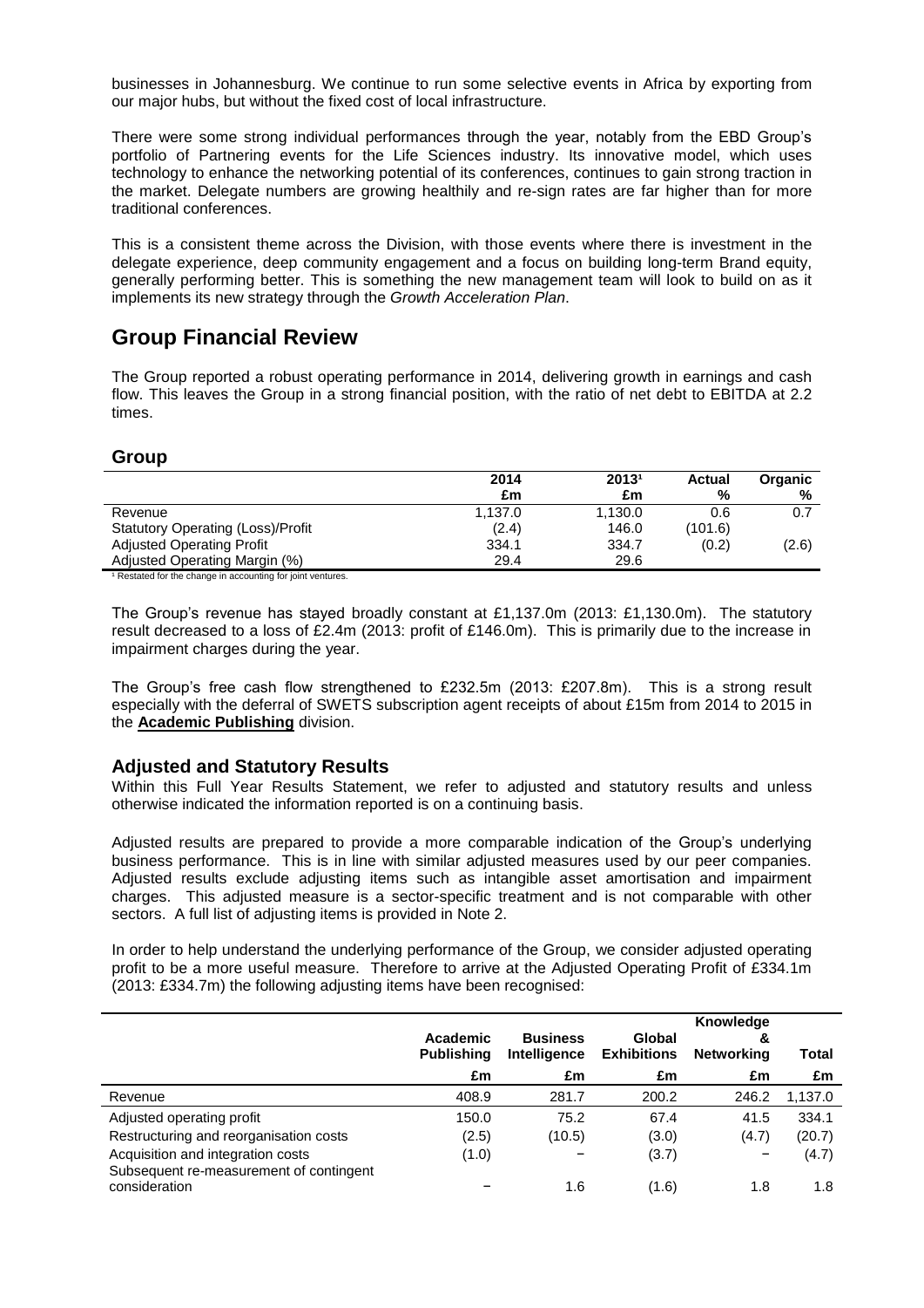businesses in Johannesburg. We continue to run some selective events in Africa by exporting from our major hubs, but without the fixed cost of local infrastructure.

There were some strong individual performances through the year, notably from the EBD Group's portfolio of Partnering events for the Life Sciences industry. Its innovative model, which uses technology to enhance the networking potential of its conferences, continues to gain strong traction in the market. Delegate numbers are growing healthily and re-sign rates are far higher than for more traditional conferences.

This is a consistent theme across the Division, with those events where there is investment in the delegate experience, deep community engagement and a focus on building long-term Brand equity, generally performing better. This is something the new management team will look to build on as it implements its new strategy through the *Growth Acceleration Plan*.

# Group Financial Review

The Group reported a robust operating performance in 2014, delivering growth in earnings and cash flow. This leaves the Group in a strong financial position, with the ratio of net debt to EBITDA at 2.2 times.

## Group

| | 2014 £m | 2013[1] £m | Actual % | Organic % |
|---|---|---|---|---|
| Revenue | 1,137.0 | 1,130.0 | 0.6 | 0.7 |
| Statutory Operating (Loss)/Profit | (2.4) | 146.0 | (101.6) | |
| Adjusted Operating Profit | 334.1 | 334.7 | (0.2) | (2.6) |
| Adjusted Operating Margin (%) | 29.4 | 29.6 | | |

[1] Restated for the change in accounting for joint ventures.

The Group's revenue has stayed broadly constant at £1,137.0m (2013: £1,130.0m). The statutory result decreased to a loss of £2.4m (2013: profit of £146.0m). This is primarily due to the increase in impairment charges during the year.

The Group's free cash flow strengthened to £232.5m (2013: £207.8m). This is a strong result especially with the deferral of SWETS subscription agent receipts of about £15m from 2014 to 2015 in the **Academic Publishing** division.

## Adjusted and Statutory Results

Within this Full Year Results Statement, we refer to adjusted and statutory results and unless otherwise indicated the information reported is on a continuing basis.

Adjusted results are prepared to provide a more comparable indication of the Group's underlying business performance. This is in line with similar adjusted measures used by our peer companies. Adjusted results exclude adjusting items such as intangible asset amortisation and impairment charges. This adjusted measure is a sector-specific treatment and is not comparable with other sectors. A full list of adjusting items is provided in Note 2.

In order to help understand the underlying performance of the Group, we consider adjusted operating profit to be a more useful measure. Therefore to arrive at the Adjusted Operating Profit of £334.1m (2013: £334.7m) the following adjusting items have been recognised:

| | Academic Publishing | Business Intelligence | Global Exhibitions | Knowledge & Networking | Total |
|---|---|---|---|---|---|
| | £m | £m | £m | £m | £m |
| Revenue | 408.9 | 281.7 | 200.2 | 246.2 | 1,137.0 |
| Adjusted operating profit | 150.0 | 75.2 | 67.4 | 41.5 | 334.1 |
| Restructuring and reorganisation costs | (2.5) | (10.5) | (3.0) | (4.7) | (20.7) |
| Acquisition and integration costs | (1.0) | – | (3.7) | – | (4.7) |
| Subsequent re-measurement of contingent consideration | – | 1.6 | (1.6) | 1.8 | 1.8 |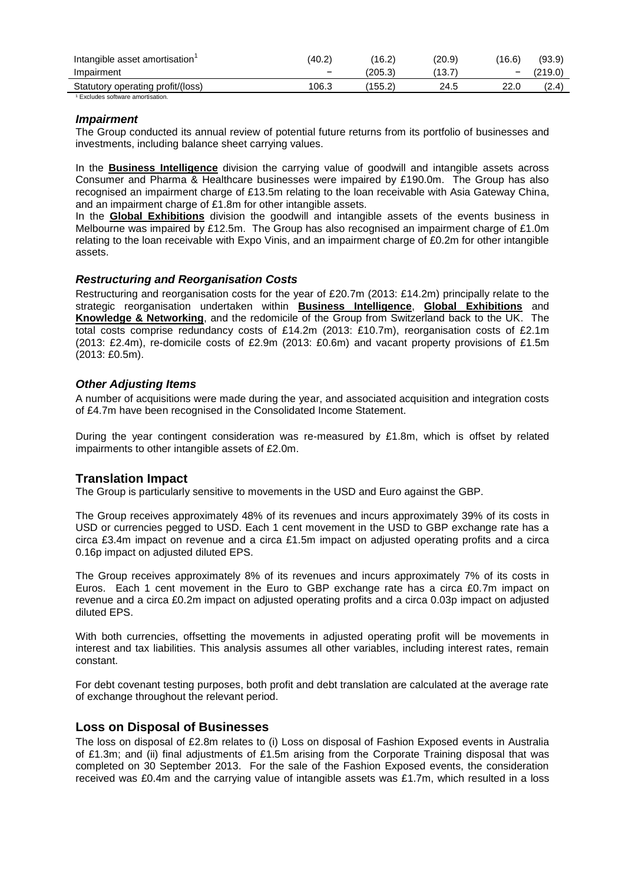| | | | | | |
|---|---|---|---|---|---|
| Intangible asset amortisation[1] | (40.2) | (16.2) | (20.9) | (16.6) | (93.9) |
| Impairment | – | (205.3) | (13.7) | – | (219.0) |
| Statutory operating profit/(loss) | 106.3 | (155.2) | 24.5 | 22.0 | (2.4) |

[1] Excludes software amortisation.

### *Impairment*

The Group conducted its annual review of potential future returns from its portfolio of businesses and investments, including balance sheet carrying values.

In the **Business Intelligence** division the carrying value of goodwill and intangible assets across Consumer and Pharma & Healthcare businesses were impaired by £190.0m. The Group has also recognised an impairment charge of £13.5m relating to the loan receivable with Asia Gateway China, and an impairment charge of £1.8m for other intangible assets.

In the **Global Exhibitions** division the goodwill and intangible assets of the events business in Melbourne was impaired by £12.5m. The Group has also recognised an impairment charge of £1.0m relating to the loan receivable with Expo Vinis, and an impairment charge of £0.2m for other intangible assets.

### *Restructuring and Reorganisation Costs*

Restructuring and reorganisation costs for the year of £20.7m (2013: £14.2m) principally relate to the strategic reorganisation undertaken within **Business Intelligence**, **Global Exhibitions** and **Knowledge & Networking**, and the redomicile of the Group from Switzerland back to the UK. The total costs comprise redundancy costs of £14.2m (2013: £10.7m), reorganisation costs of £2.1m (2013: £2.4m), re-domicile costs of £2.9m (2013: £0.6m) and vacant property provisions of £1.5m (2013: £0.5m).

### *Other Adjusting Items*

A number of acquisitions were made during the year, and associated acquisition and integration costs of £4.7m have been recognised in the Consolidated Income Statement.

During the year contingent consideration was re-measured by £1.8m, which is offset by related impairments to other intangible assets of £2.0m.

## Translation Impact

The Group is particularly sensitive to movements in the USD and Euro against the GBP.

The Group receives approximately 48% of its revenues and incurs approximately 39% of its costs in USD or currencies pegged to USD. Each 1 cent movement in the USD to GBP exchange rate has a circa £3.4m impact on revenue and a circa £1.5m impact on adjusted operating profits and a circa 0.16p impact on adjusted diluted EPS.

The Group receives approximately 8% of its revenues and incurs approximately 7% of its costs in Euros. Each 1 cent movement in the Euro to GBP exchange rate has a circa £0.7m impact on revenue and a circa £0.2m impact on adjusted operating profits and a circa 0.03p impact on adjusted diluted EPS.

With both currencies, offsetting the movements in adjusted operating profit will be movements in interest and tax liabilities. This analysis assumes all other variables, including interest rates, remain constant.

For debt covenant testing purposes, both profit and debt translation are calculated at the average rate of exchange throughout the relevant period.

## Loss on Disposal of Businesses

The loss on disposal of £2.8m relates to (i) Loss on disposal of Fashion Exposed events in Australia of £1.3m; and (ii) final adjustments of £1.5m arising from the Corporate Training disposal that was completed on 30 September 2013. For the sale of the Fashion Exposed events, the consideration received was £0.4m and the carrying value of intangible assets was £1.7m, which resulted in a loss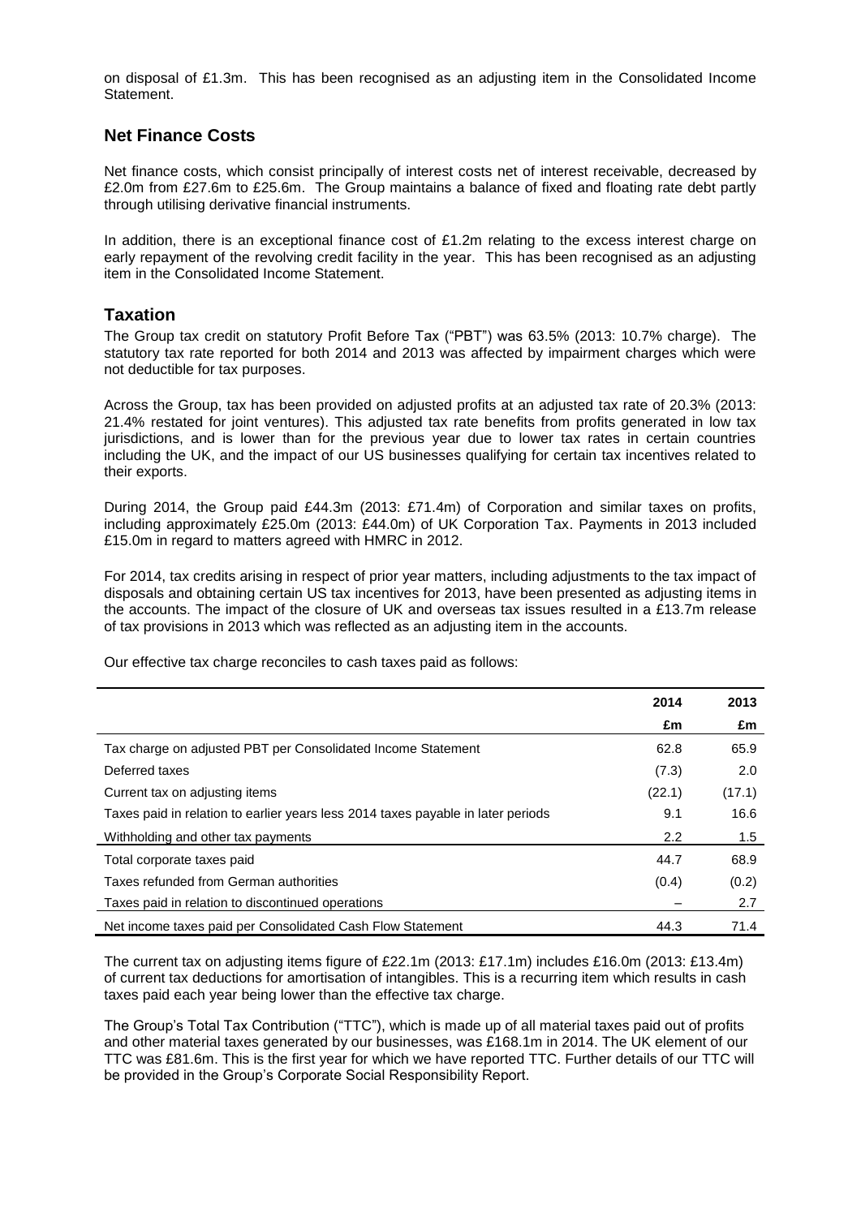on disposal of £1.3m. This has been recognised as an adjusting item in the Consolidated Income Statement.

## Net Finance Costs

Net finance costs, which consist principally of interest costs net of interest receivable, decreased by £2.0m from £27.6m to £25.6m. The Group maintains a balance of fixed and floating rate debt partly through utilising derivative financial instruments.

In addition, there is an exceptional finance cost of £1.2m relating to the excess interest charge on early repayment of the revolving credit facility in the year. This has been recognised as an adjusting item in the Consolidated Income Statement.

## Taxation

The Group tax credit on statutory Profit Before Tax ("PBT") was 63.5% (2013: 10.7% charge). The statutory tax rate reported for both 2014 and 2013 was affected by impairment charges which were not deductible for tax purposes.

Across the Group, tax has been provided on adjusted profits at an adjusted tax rate of 20.3% (2013: 21.4% restated for joint ventures). This adjusted tax rate benefits from profits generated in low tax jurisdictions, and is lower than for the previous year due to lower tax rates in certain countries including the UK, and the impact of our US businesses qualifying for certain tax incentives related to their exports.

During 2014, the Group paid £44.3m (2013: £71.4m) of Corporation and similar taxes on profits, including approximately £25.0m (2013: £44.0m) of UK Corporation Tax. Payments in 2013 included £15.0m in regard to matters agreed with HMRC in 2012.

For 2014, tax credits arising in respect of prior year matters, including adjustments to the tax impact of disposals and obtaining certain US tax incentives for 2013, have been presented as adjusting items in the accounts. The impact of the closure of UK and overseas tax issues resulted in a £13.7m release of tax provisions in 2013 which was reflected as an adjusting item in the accounts.

Our effective tax charge reconciles to cash taxes paid as follows:

| | 2014 | 2013 |
|---|---|---|
| | £m | £m |
| Tax charge on adjusted PBT per Consolidated Income Statement | 62.8 | 65.9 |
| Deferred taxes | (7.3) | 2.0 |
| Current tax on adjusting items | (22.1) | (17.1) |
| Taxes paid in relation to earlier years less 2014 taxes payable in later periods | 9.1 | 16.6 |
| Withholding and other tax payments | 2.2 | 1.5 |
| Total corporate taxes paid | 44.7 | 68.9 |
| Taxes refunded from German authorities | (0.4) | (0.2) |
| Taxes paid in relation to discontinued operations | – | 2.7 |
| Net income taxes paid per Consolidated Cash Flow Statement | 44.3 | 71.4 |

The current tax on adjusting items figure of £22.1m (2013: £17.1m) includes £16.0m (2013: £13.4m) of current tax deductions for amortisation of intangibles. This is a recurring item which results in cash taxes paid each year being lower than the effective tax charge.

The Group's Total Tax Contribution ("TTC"), which is made up of all material taxes paid out of profits and other material taxes generated by our businesses, was £168.1m in 2014. The UK element of our TTC was £81.6m. This is the first year for which we have reported TTC. Further details of our TTC will be provided in the Group's Corporate Social Responsibility Report.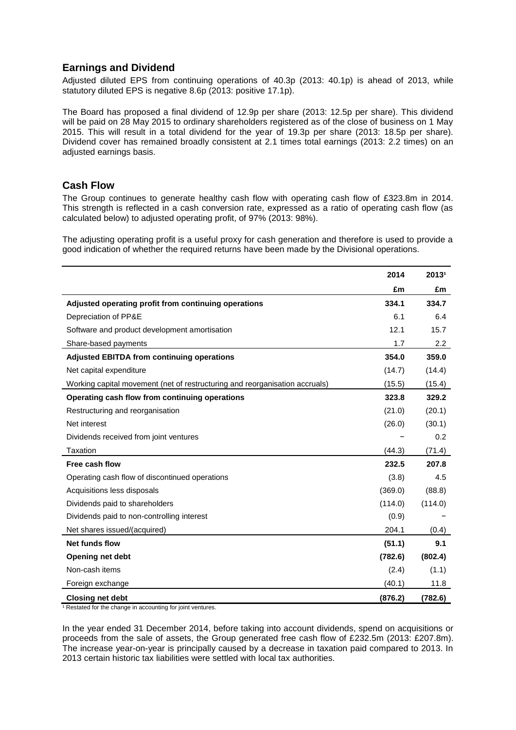## Earnings and Dividend

Adjusted diluted EPS from continuing operations of 40.3p (2013: 40.1p) is ahead of 2013, while statutory diluted EPS is negative 8.6p (2013: positive 17.1p).

The Board has proposed a final dividend of 12.9p per share (2013: 12.5p per share). This dividend will be paid on 28 May 2015 to ordinary shareholders registered as of the close of business on 1 May 2015. This will result in a total dividend for the year of 19.3p per share (2013: 18.5p per share). Dividend cover has remained broadly consistent at 2.1 times total earnings (2013: 2.2 times) on an adjusted earnings basis.

## Cash Flow

The Group continues to generate healthy cash flow with operating cash flow of £323.8m in 2014. This strength is reflected in a cash conversion rate, expressed as a ratio of operating cash flow (as calculated below) to adjusted operating profit, of 97% (2013: 98%).

The adjusting operating profit is a useful proxy for cash generation and therefore is used to provide a good indication of whether the required returns have been made by the Divisional operations.

| | 2014 | 2013[1] |
|---|---|---|
| | £m | £m |
| **Adjusted operating profit from continuing operations** | **334.1** | **334.7** |
| Depreciation of PP&E | 6.1 | 6.4 |
| Software and product development amortisation | 12.1 | 15.7 |
| Share-based payments | 1.7 | 2.2 |
| **Adjusted EBITDA from continuing operations** | **354.0** | **359.0** |
| Net capital expenditure | (14.7) | (14.4) |
| Working capital movement (net of restructuring and reorganisation accruals) | (15.5) | (15.4) |
| **Operating cash flow from continuing operations** | **323.8** | **329.2** |
| Restructuring and reorganisation | (21.0) | (20.1) |
| Net interest | (26.0) | (30.1) |
| Dividends received from joint ventures | – | 0.2 |
| Taxation | (44.3) | (71.4) |
| **Free cash flow** | **232.5** | **207.8** |
| Operating cash flow of discontinued operations | (3.8) | 4.5 |
| Acquisitions less disposals | (369.0) | (88.8) |
| Dividends paid to shareholders | (114.0) | (114.0) |
| Dividends paid to non-controlling interest | (0.9) | – |
| Net shares issued/(acquired) | 204.1 | (0.4) |
| **Net funds flow** | **(51.1)** | **9.1** |
| **Opening net debt** | **(782.6)** | **(802.4)** |
| Non-cash items | (2.4) | (1.1) |
| Foreign exchange | (40.1) | 11.8 |
| **Closing net debt** | **(876.2)** | **(782.6)** |

[1] Restated for the change in accounting for joint ventures.

In the year ended 31 December 2014, before taking into account dividends, spend on acquisitions or proceeds from the sale of assets, the Group generated free cash flow of £232.5m (2013: £207.8m). The increase year-on-year is principally caused by a decrease in taxation paid compared to 2013. In 2013 certain historic tax liabilities were settled with local tax authorities.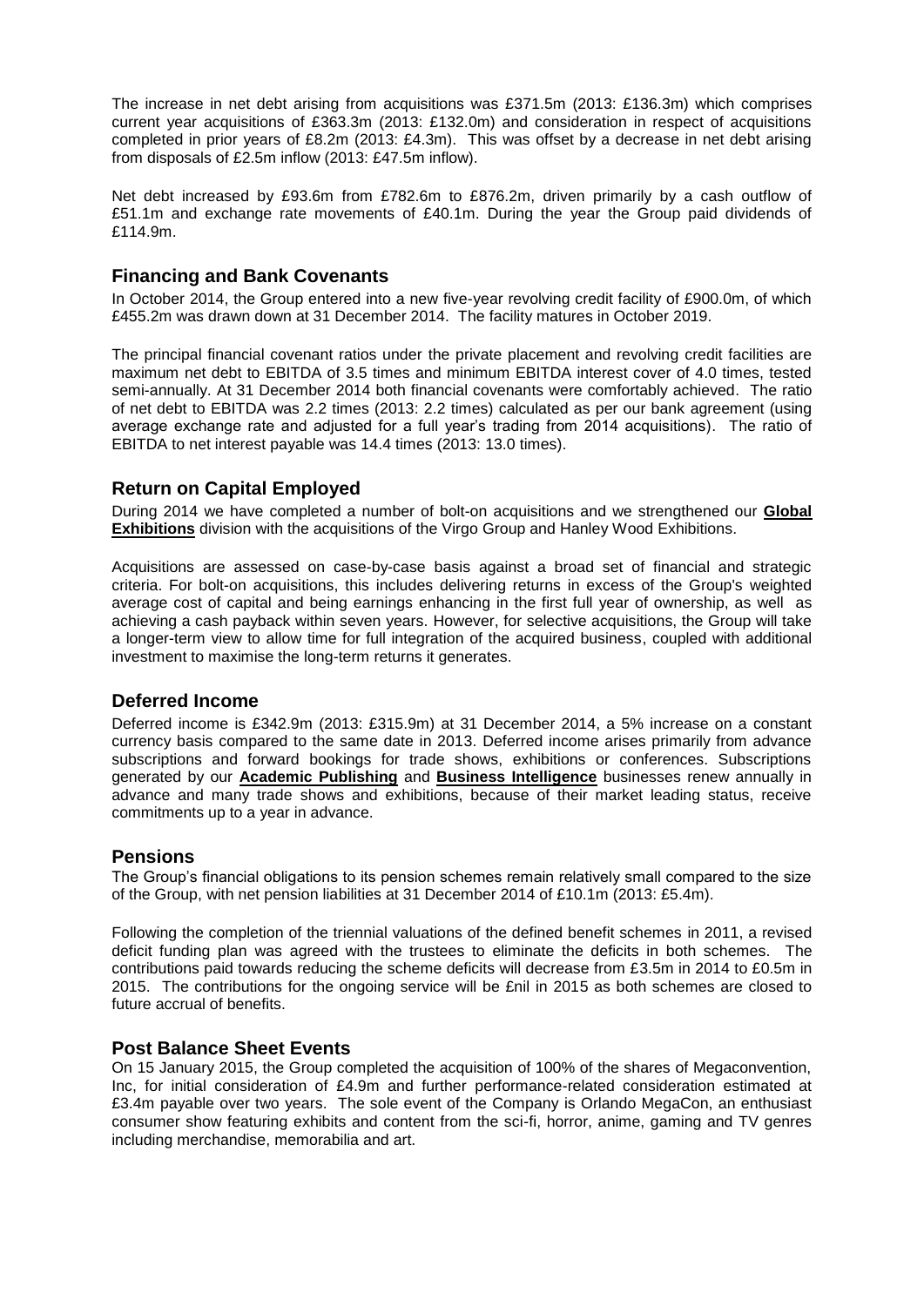The increase in net debt arising from acquisitions was £371.5m (2013: £136.3m) which comprises current year acquisitions of £363.3m (2013: £132.0m) and consideration in respect of acquisitions completed in prior years of £8.2m (2013: £4.3m). This was offset by a decrease in net debt arising from disposals of £2.5m inflow (2013: £47.5m inflow).

Net debt increased by £93.6m from £782.6m to £876.2m, driven primarily by a cash outflow of £51.1m and exchange rate movements of £40.1m. During the year the Group paid dividends of £114.9m.

## Financing and Bank Covenants

In October 2014, the Group entered into a new five-year revolving credit facility of £900.0m, of which £455.2m was drawn down at 31 December 2014. The facility matures in October 2019.

The principal financial covenant ratios under the private placement and revolving credit facilities are maximum net debt to EBITDA of 3.5 times and minimum EBITDA interest cover of 4.0 times, tested semi-annually. At 31 December 2014 both financial covenants were comfortably achieved. The ratio of net debt to EBITDA was 2.2 times (2013: 2.2 times) calculated as per our bank agreement (using average exchange rate and adjusted for a full year's trading from 2014 acquisitions). The ratio of EBITDA to net interest payable was 14.4 times (2013: 13.0 times).

## Return on Capital Employed

During 2014 we have completed a number of bolt-on acquisitions and we strengthened our **Global Exhibitions** division with the acquisitions of the Virgo Group and Hanley Wood Exhibitions.

Acquisitions are assessed on case-by-case basis against a broad set of financial and strategic criteria. For bolt-on acquisitions, this includes delivering returns in excess of the Group's weighted average cost of capital and being earnings enhancing in the first full year of ownership, as well as achieving a cash payback within seven years. However, for selective acquisitions, the Group will take a longer-term view to allow time for full integration of the acquired business, coupled with additional investment to maximise the long-term returns it generates.

## Deferred Income

Deferred income is £342.9m (2013: £315.9m) at 31 December 2014, a 5% increase on a constant currency basis compared to the same date in 2013. Deferred income arises primarily from advance subscriptions and forward bookings for trade shows, exhibitions or conferences. Subscriptions generated by our **Academic Publishing** and **Business Intelligence** businesses renew annually in advance and many trade shows and exhibitions, because of their market leading status, receive commitments up to a year in advance.

## Pensions

The Group's financial obligations to its pension schemes remain relatively small compared to the size of the Group, with net pension liabilities at 31 December 2014 of £10.1m (2013: £5.4m).

Following the completion of the triennial valuations of the defined benefit schemes in 2011, a revised deficit funding plan was agreed with the trustees to eliminate the deficits in both schemes. The contributions paid towards reducing the scheme deficits will decrease from £3.5m in 2014 to £0.5m in 2015. The contributions for the ongoing service will be £nil in 2015 as both schemes are closed to future accrual of benefits.

## Post Balance Sheet Events

On 15 January 2015, the Group completed the acquisition of 100% of the shares of Megaconvention, Inc, for initial consideration of £4.9m and further performance-related consideration estimated at £3.4m payable over two years. The sole event of the Company is Orlando MegaCon, an enthusiast consumer show featuring exhibits and content from the sci-fi, horror, anime, gaming and TV genres including merchandise, memorabilia and art.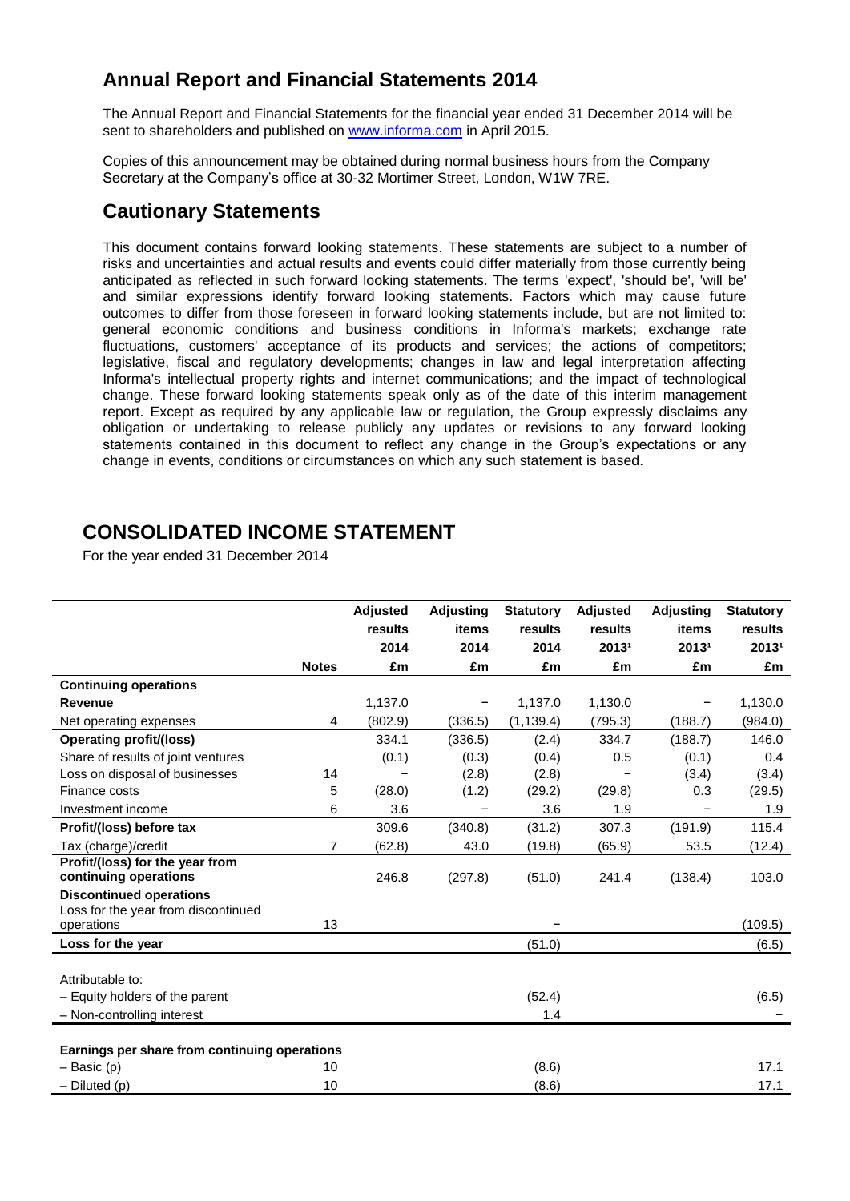## Annual Report and Financial Statements 2014

The Annual Report and Financial Statements for the financial year ended 31 December 2014 will be sent to shareholders and published on www.informa.com in April 2015.

Copies of this announcement may be obtained during normal business hours from the Company Secretary at the Company's office at 30-32 Mortimer Street, London, W1W 7RE.

## Cautionary Statements

This document contains forward looking statements. These statements are subject to a number of risks and uncertainties and actual results and events could differ materially from those currently being anticipated as reflected in such forward looking statements. The terms 'expect', 'should be', 'will be' and similar expressions identify forward looking statements. Factors which may cause future outcomes to differ from those foreseen in forward looking statements include, but are not limited to: general economic conditions and business conditions in Informa's markets; exchange rate fluctuations, customers' acceptance of its products and services; the actions of competitors; legislative, fiscal and regulatory developments; changes in law and legal interpretation affecting Informa's intellectual property rights and internet communications; and the impact of technological change. These forward looking statements speak only as of the date of this interim management report. Except as required by any applicable law or regulation, the Group expressly disclaims any obligation or undertaking to release publicly any updates or revisions to any forward looking statements contained in this document to reflect any change in the Group's expectations or any change in events, conditions or circumstances on which any such statement is based.

## CONSOLIDATED INCOME STATEMENT

For the year ended 31 December 2014

| | Notes | Adjusted results 2014 £m | Adjusting items 2014 £m | Statutory results 2014 £m | Adjusted results 2013[1] £m | Adjusting items 2013[1] £m | Statutory results 2013[1] £m |
|---|---|---|---|---|---|---|---|
| **Continuing operations** | | | | | | | |
| **Revenue** | | 1,137.0 | – | 1,137.0 | 1,130.0 | – | 1,130.0 |
| Net operating expenses | 4 | (802.9) | (336.5) | (1,139.4) | (795.3) | (188.7) | (984.0) |
| **Operating profit/(loss)** | | 334.1 | (336.5) | (2.4) | 334.7 | (188.7) | 146.0 |
| Share of results of joint ventures | | (0.1) | (0.3) | (0.4) | 0.5 | (0.1) | 0.4 |
| Loss on disposal of businesses | 14 | – | (2.8) | (2.8) | – | (3.4) | (3.4) |
| Finance costs | 5 | (28.0) | (1.2) | (29.2) | (29.8) | 0.3 | (29.5) |
| Investment income | 6 | 3.6 | – | 3.6 | 1.9 | – | 1.9 |
| **Profit/(loss) before tax** | | 309.6 | (340.8) | (31.2) | 307.3 | (191.9) | 115.4 |
| Tax (charge)/credit | 7 | (62.8) | 43.0 | (19.8) | (65.9) | 53.5 | (12.4) |
| **Profit/(loss) for the year from continuing operations** | | 246.8 | (297.8) | (51.0) | 241.4 | (138.4) | 103.0 |
| **Discontinued operations** | | | | | | | |
| Loss for the year from discontinued operations | 13 | | | – | | | (109.5) |
| **Loss for the year** | | | | (51.0) | | | (6.5) |
| | | | | | | | |
| Attributable to: | | | | | | | |
| – Equity holders of the parent | | | | (52.4) | | | (6.5) |
| – Non-controlling interest | | | | 1.4 | | | – |
| | | | | | | | |
| **Earnings per share from continuing operations** | | | | | | | |
| – Basic (p) | 10 | | | (8.6) | | | 17.1 |
| – Diluted (p) | 10 | | | (8.6) | | | 17.1 |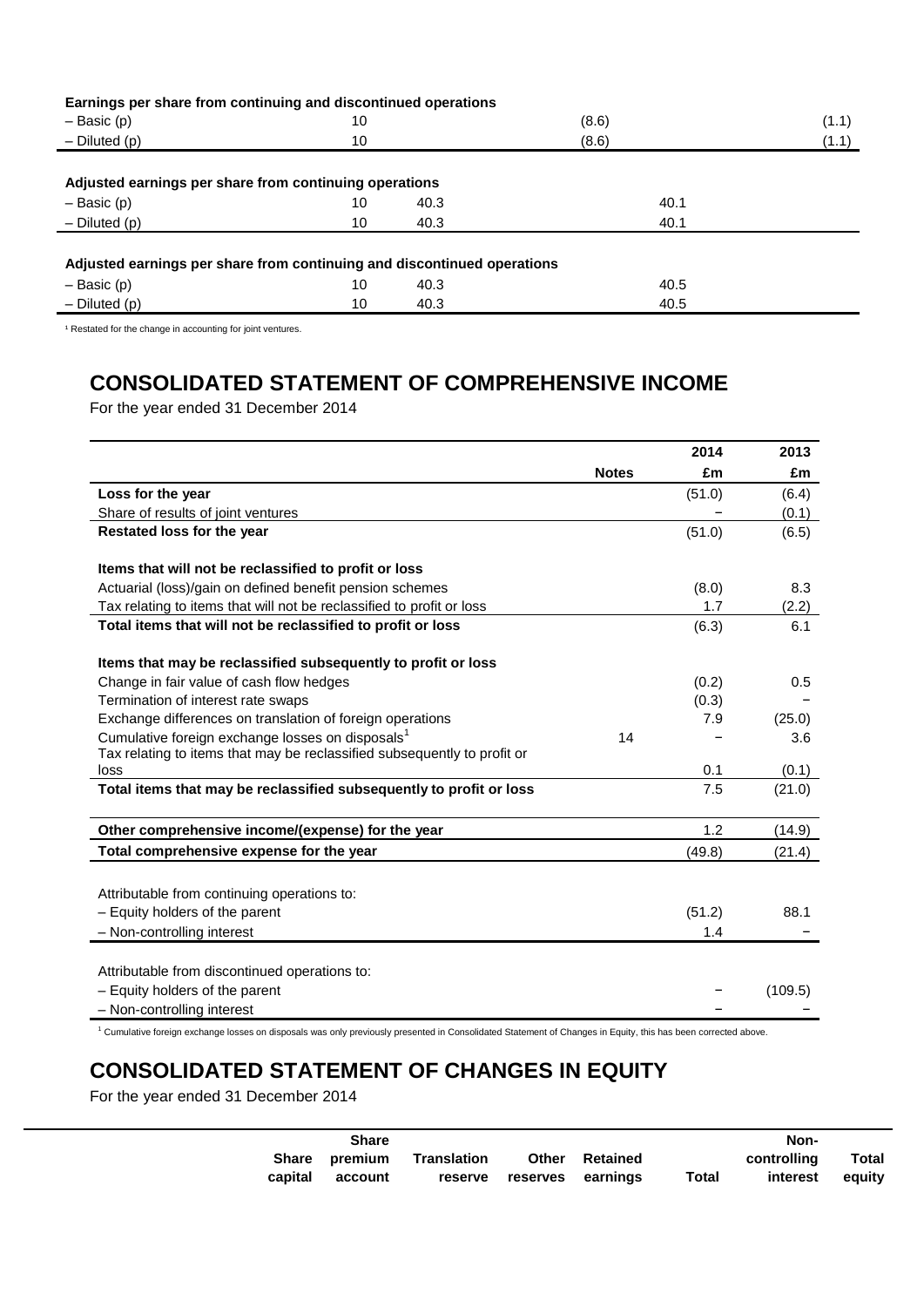| | | | | |
|---|---|---|---|---|
| **Earnings per share from continuing and discontinued operations** | | | | |
| – Basic (p) | 10 | | (8.6) | (1.1) |
| – Diluted (p) | 10 | | (8.6) | (1.1) |
| **Adjusted earnings per share from continuing operations** | | | | |
| – Basic (p) | 10 | 40.3 | 40.1 | |
| – Diluted (p) | 10 | 40.3 | 40.1 | |
| **Adjusted earnings per share from continuing and discontinued operations** | | | | |
| – Basic (p) | 10 | 40.3 | 40.5 | |
| – Diluted (p) | 10 | 40.3 | 40.5 | |

[1] Restated for the change in accounting for joint ventures.

# CONSOLIDATED STATEMENT OF COMPREHENSIVE INCOME

For the year ended 31 December 2014

| | Notes | 2014 £m | 2013 £m |
|---|---|---|---|
| **Loss for the year** | | (51.0) | (6.4) |
| Share of results of joint ventures | | – | (0.1) |
| **Restated loss for the year** | | (51.0) | (6.5) |
| | | | |
| **Items that will not be reclassified to profit or loss** | | | |
| Actuarial (loss)/gain on defined benefit pension schemes | | (8.0) | 8.3 |
| Tax relating to items that will not be reclassified to profit or loss | | 1.7 | (2.2) |
| **Total items that will not be reclassified to profit or loss** | | (6.3) | 6.1 |
| | | | |
| **Items that may be reclassified subsequently to profit or loss** | | | |
| Change in fair value of cash flow hedges | | (0.2) | 0.5 |
| Termination of interest rate swaps | | (0.3) | – |
| Exchange differences on translation of foreign operations | | 7.9 | (25.0) |
| Cumulative foreign exchange losses on disposals[1] | 14 | – | 3.6 |
| Tax relating to items that may be reclassified subsequently to profit or loss | | 0.1 | (0.1) |
| **Total items that may be reclassified subsequently to profit or loss** | | 7.5 | (21.0) |
| | | | |
| **Other comprehensive income/(expense) for the year** | | 1.2 | (14.9) |
| **Total comprehensive expense for the year** | | (49.8) | (21.4) |
| | | | |
| Attributable from continuing operations to: | | | |
| – Equity holders of the parent | | (51.2) | 88.1 |
| – Non-controlling interest | | 1.4 | – |
| | | | |
| Attributable from discontinued operations to: | | | |
| – Equity holders of the parent | | – | (109.5) |
| – Non-controlling interest | | – | – |

[1] Cumulative foreign exchange losses on disposals was only previously presented in Consolidated Statement of Changes in Equity, this has been corrected above.

# CONSOLIDATED STATEMENT OF CHANGES IN EQUITY

For the year ended 31 December 2014

| | Share capital | Share premium account | Translation reserve | Other reserves | Retained earnings | Total | Non-controlling interest | Total equity |
|---|---|---|---|---|---|---|---|---|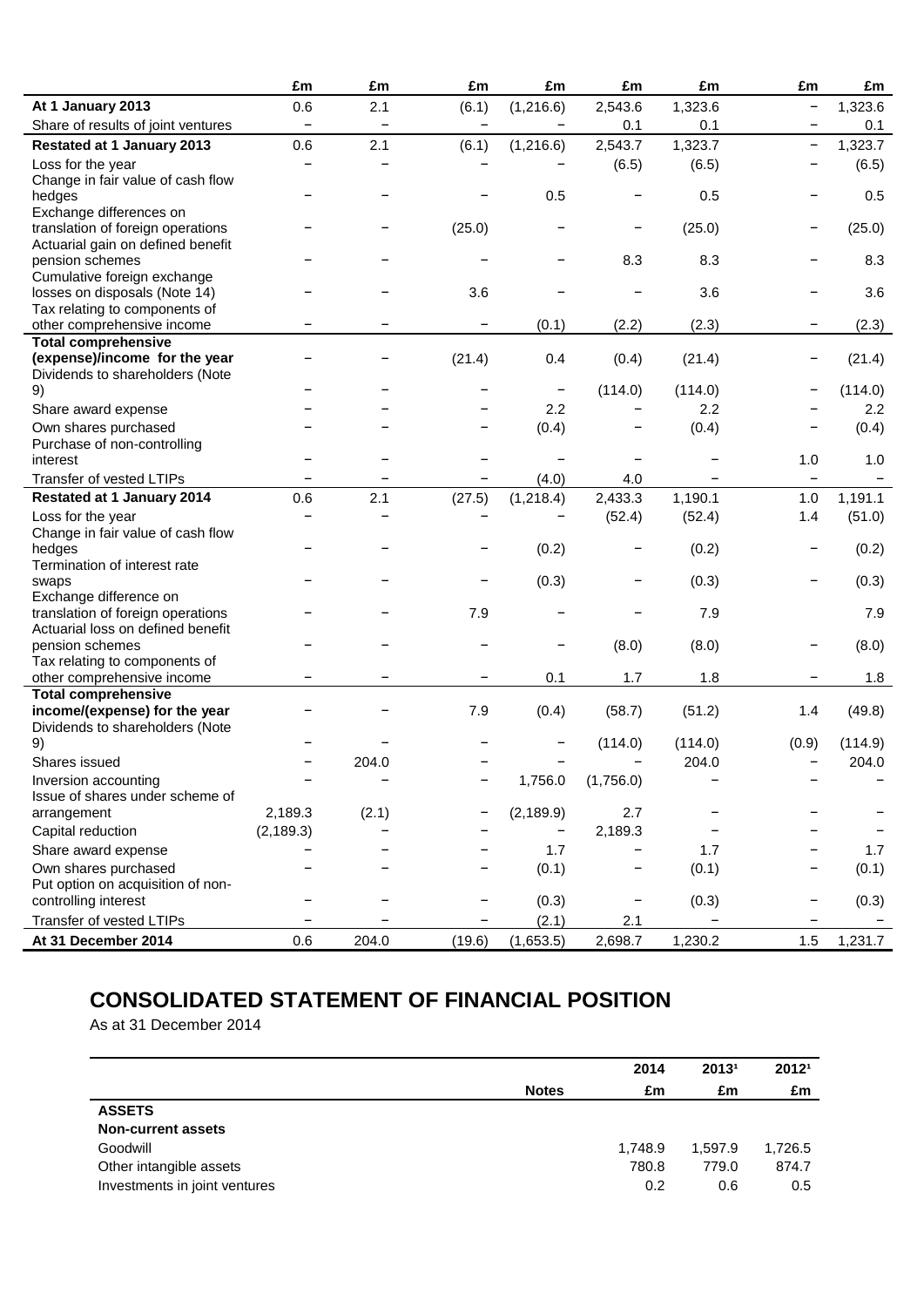| | £m | £m | £m | £m | £m | £m | £m | £m |
|---|---|---|---|---|---|---|---|---|
| **At 1 January 2013** | 0.6 | 2.1 | (6.1) | (1,216.6) | 2,543.6 | 1,323.6 | − | 1,323.6 |
| Share of results of joint ventures | − | − | − | − | 0.1 | 0.1 | − | 0.1 |
| **Restated at 1 January 2013** | 0.6 | 2.1 | (6.1) | (1,216.6) | 2,543.7 | 1,323.7 | − | 1,323.7 |
| Loss for the year | − | − | − | − | (6.5) | (6.5) | − | (6.5) |
| Change in fair value of cash flow hedges | − | − | − | 0.5 | − | 0.5 | − | 0.5 |
| Exchange differences on translation of foreign operations | − | − | (25.0) | − | − | (25.0) | − | (25.0) |
| Actuarial gain on defined benefit pension schemes | − | − | − | − | 8.3 | 8.3 | − | 8.3 |
| Cumulative foreign exchange losses on disposals (Note 14) | − | − | 3.6 | − | − | 3.6 | − | 3.6 |
| Tax relating to components of other comprehensive income | − | − | − | (0.1) | (2.2) | (2.3) | − | (2.3) |
| **Total comprehensive (expense)/income for the year** | − | − | (21.4) | 0.4 | (0.4) | (21.4) | − | (21.4) |
| Dividends to shareholders (Note 9) | − | − | − | − | (114.0) | (114.0) | − | (114.0) |
| Share award expense | − | − | − | 2.2 | − | 2.2 | − | 2.2 |
| Own shares purchased | − | − | − | (0.4) | − | (0.4) | − | (0.4) |
| Purchase of non-controlling interest | − | − | − | − | − | − | 1.0 | 1.0 |
| Transfer of vested LTIPs | − | − | − | (4.0) | 4.0 | − | − | − |
| **Restated at 1 January 2014** | 0.6 | 2.1 | (27.5) | (1,218.4) | 2,433.3 | 1,190.1 | 1.0 | 1,191.1 |
| Loss for the year | − | − | − | − | (52.4) | (52.4) | 1.4 | (51.0) |
| Change in fair value of cash flow hedges | − | − | − | (0.2) | − | (0.2) | − | (0.2) |
| Termination of interest rate swaps | − | − | − | (0.3) | − | (0.3) | − | (0.3) |
| Exchange difference on translation of foreign operations | − | − | 7.9 | − | − | 7.9 | | 7.9 |
| Actuarial loss on defined benefit pension schemes | − | − | − | − | (8.0) | (8.0) | − | (8.0) |
| Tax relating to components of other comprehensive income | − | − | − | 0.1 | 1.7 | 1.8 | − | 1.8 |
| **Total comprehensive income/(expense) for the year** | − | − | 7.9 | (0.4) | (58.7) | (51.2) | 1.4 | (49.8) |
| Dividends to shareholders (Note 9) | − | − | − | − | (114.0) | (114.0) | (0.9) | (114.9) |
| Shares issued | − | 204.0 | − | − | − | 204.0 | − | 204.0 |
| Inversion accounting | − | − | − | 1,756.0 | (1,756.0) | − | − | − |
| Issue of shares under scheme of arrangement | 2,189.3 | (2.1) | − | (2,189.9) | 2.7 | − | − | − |
| Capital reduction | (2,189.3) | − | − | − | 2,189.3 | − | − | − |
| Share award expense | − | − | − | 1.7 | − | 1.7 | − | 1.7 |
| Own shares purchased | − | − | − | (0.1) | − | (0.1) | − | (0.1) |
| Put option on acquisition of non-controlling interest | − | − | − | (0.3) | − | (0.3) | − | (0.3) |
| Transfer of vested LTIPs | − | − | − | (2.1) | 2.1 | − | − | − |
| **At 31 December 2014** | 0.6 | 204.0 | (19.6) | (1,653.5) | 2,698.7 | 1,230.2 | 1.5 | 1,231.7 |

# CONSOLIDATED STATEMENT OF FINANCIAL POSITION

As at 31 December 2014

| | Notes | 2014 | 2013[1] | 2012[1] |
|---|---|---|---|---|
| | | £m | £m | £m |
| **ASSETS** | | | | |
| **Non-current assets** | | | | |
| Goodwill | | 1,748.9 | 1,597.9 | 1,726.5 |
| Other intangible assets | | 780.8 | 779.0 | 874.7 |
| Investments in joint ventures | | 0.2 | 0.6 | 0.5 |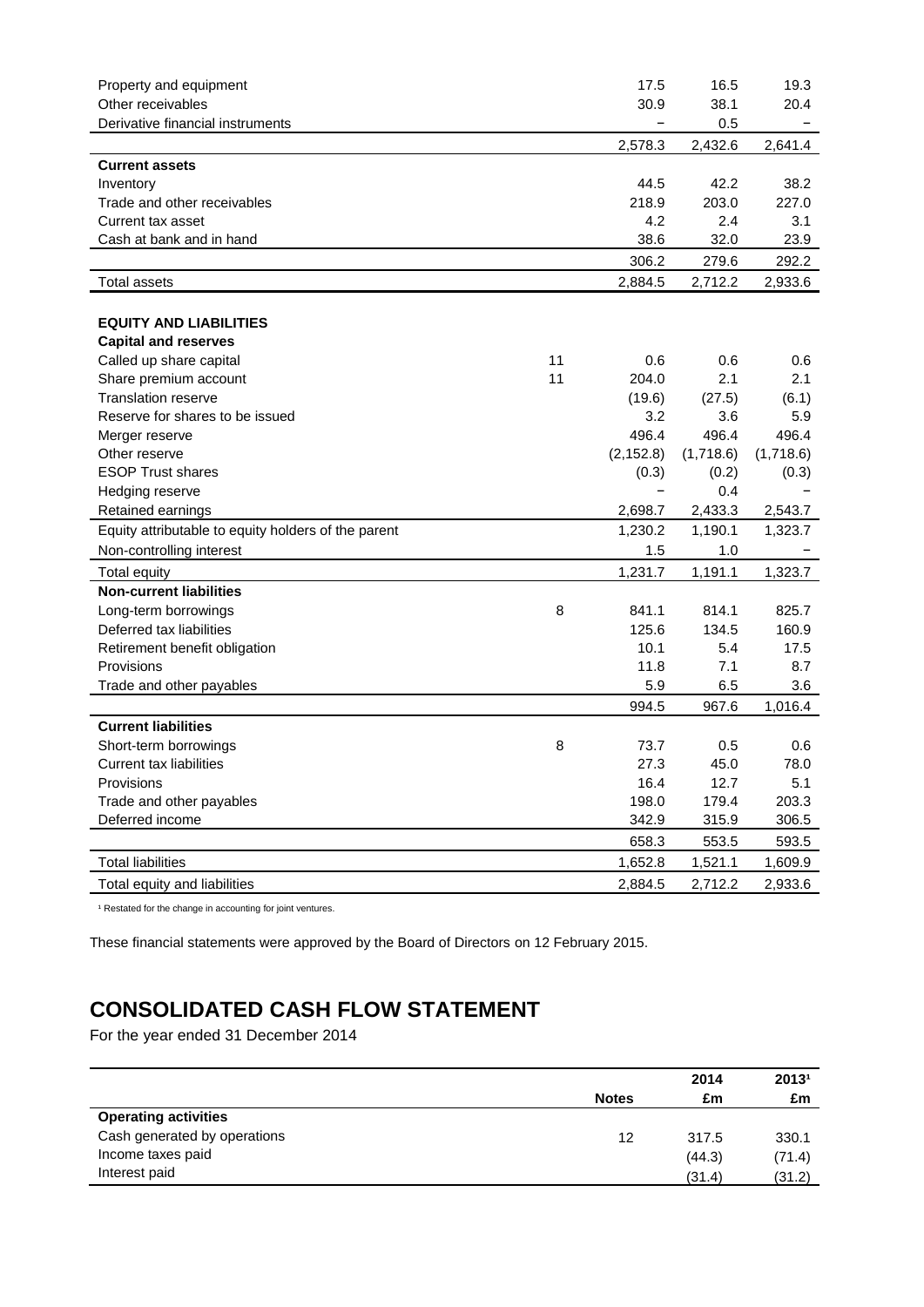| | | | | |
|---|---|---|---|---|
| Property and equipment | | 17.5 | 16.5 | 19.3 |
| Other receivables | | 30.9 | 38.1 | 20.4 |
| Derivative financial instruments | | – | 0.5 | – |
| | | 2,578.3 | 2,432.6 | 2,641.4 |
| **Current assets** | | | | |
| Inventory | | 44.5 | 42.2 | 38.2 |
| Trade and other receivables | | 218.9 | 203.0 | 227.0 |
| Current tax asset | | 4.2 | 2.4 | 3.1 |
| Cash at bank and in hand | | 38.6 | 32.0 | 23.9 |
| | | 306.2 | 279.6 | 292.2 |
| Total assets | | 2,884.5 | 2,712.2 | 2,933.6 |
| | | | | |
| **EQUITY AND LIABILITIES** | | | | |
| **Capital and reserves** | | | | |
| Called up share capital | 11 | 0.6 | 0.6 | 0.6 |
| Share premium account | 11 | 204.0 | 2.1 | 2.1 |
| Translation reserve | | (19.6) | (27.5) | (6.1) |
| Reserve for shares to be issued | | 3.2 | 3.6 | 5.9 |
| Merger reserve | | 496.4 | 496.4 | 496.4 |
| Other reserve | | (2,152.8) | (1,718.6) | (1,718.6) |
| ESOP Trust shares | | (0.3) | (0.2) | (0.3) |
| Hedging reserve | | – | 0.4 | – |
| Retained earnings | | 2,698.7 | 2,433.3 | 2,543.7 |
| Equity attributable to equity holders of the parent | | 1,230.2 | 1,190.1 | 1,323.7 |
| Non-controlling interest | | 1.5 | 1.0 | – |
| Total equity | | 1,231.7 | 1,191.1 | 1,323.7 |
| **Non-current liabilities** | | | | |
| Long-term borrowings | 8 | 841.1 | 814.1 | 825.7 |
| Deferred tax liabilities | | 125.6 | 134.5 | 160.9 |
| Retirement benefit obligation | | 10.1 | 5.4 | 17.5 |
| Provisions | | 11.8 | 7.1 | 8.7 |
| Trade and other payables | | 5.9 | 6.5 | 3.6 |
| | | 994.5 | 967.6 | 1,016.4 |
| **Current liabilities** | | | | |
| Short-term borrowings | 8 | 73.7 | 0.5 | 0.6 |
| Current tax liabilities | | 27.3 | 45.0 | 78.0 |
| Provisions | | 16.4 | 12.7 | 5.1 |
| Trade and other payables | | 198.0 | 179.4 | 203.3 |
| Deferred income | | 342.9 | 315.9 | 306.5 |
| | | 658.3 | 553.5 | 593.5 |
| Total liabilities | | 1,652.8 | 1,521.1 | 1,609.9 |
| Total equity and liabilities | | 2,884.5 | 2,712.2 | 2,933.6 |

[1] Restated for the change in accounting for joint ventures.

These financial statements were approved by the Board of Directors on 12 February 2015.

## CONSOLIDATED CASH FLOW STATEMENT

For the year ended 31 December 2014

| | Notes | 2014 £m | 2013[1] £m |
|---|---|---|---|
| **Operating activities** | | | |
| Cash generated by operations | 12 | 317.5 | 330.1 |
| Income taxes paid | | (44.3) | (71.4) |
| Interest paid | | (31.4) | (31.2) |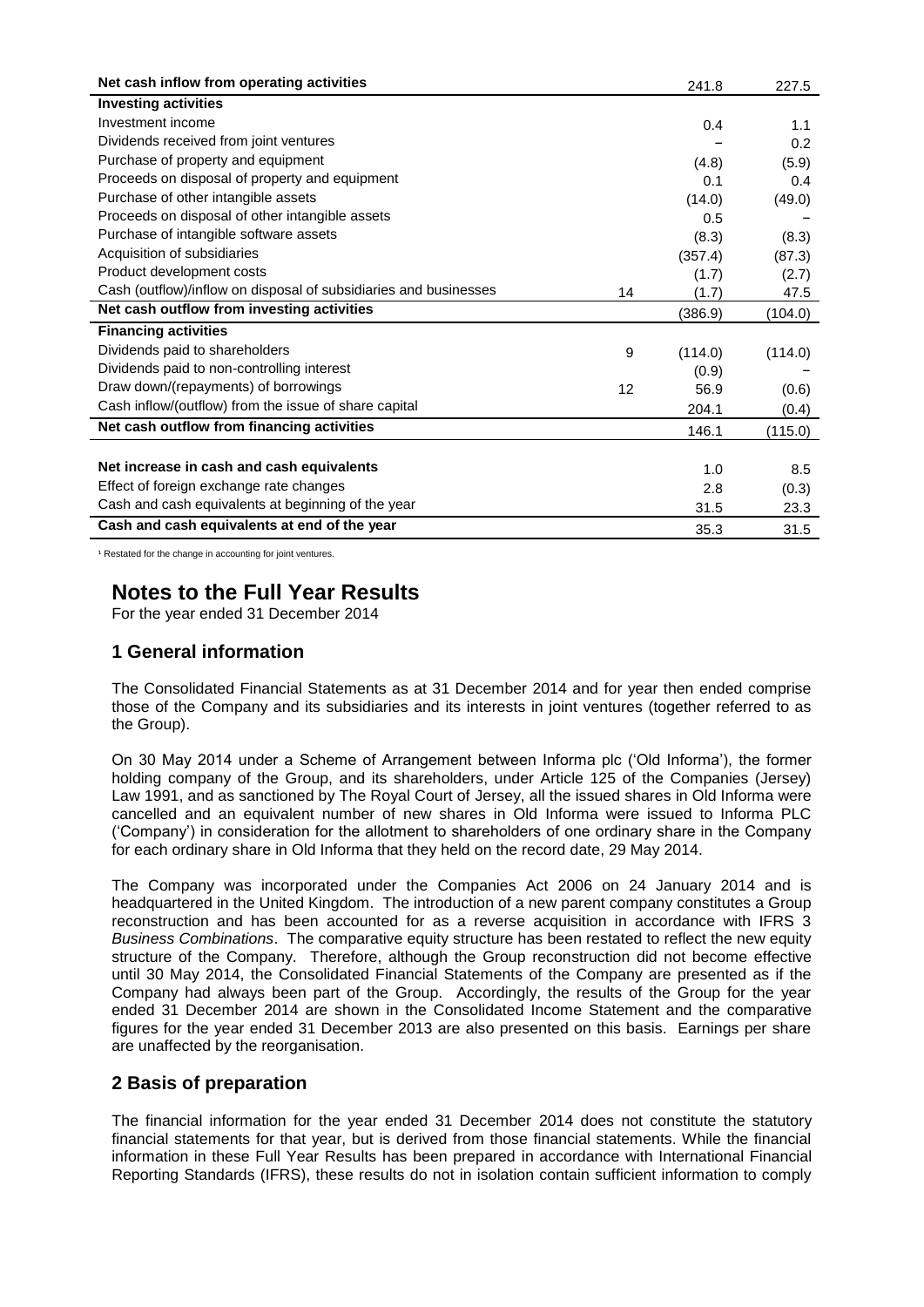| | Notes | 2014 | 2013[1] |
|---|---|---|---|
| **Net cash inflow from operating activities** | | 241.8 | 227.5 |
| **Investing activities** | | | |
| Investment income | | 0.4 | 1.1 |
| Dividends received from joint ventures | | – | 0.2 |
| Purchase of property and equipment | | (4.8) | (5.9) |
| Proceeds on disposal of property and equipment | | 0.1 | 0.4 |
| Purchase of other intangible assets | | (14.0) | (49.0) |
| Proceeds on disposal of other intangible assets | | 0.5 | – |
| Purchase of intangible software assets | | (8.3) | (8.3) |
| Acquisition of subsidiaries | | (357.4) | (87.3) |
| Product development costs | | (1.7) | (2.7) |
| Cash (outflow)/inflow on disposal of subsidiaries and businesses | 14 | (1.7) | 47.5 |
| **Net cash outflow from investing activities** | | (386.9) | (104.0) |
| **Financing activities** | | | |
| Dividends paid to shareholders | 9 | (114.0) | (114.0) |
| Dividends paid to non-controlling interest | | (0.9) | – |
| Draw down/(repayments) of borrowings | 12 | 56.9 | (0.6) |
| Cash inflow/(outflow) from the issue of share capital | | 204.1 | (0.4) |
| **Net cash outflow from financing activities** | | 146.1 | (115.0) |
| | | | |
| **Net increase in cash and cash equivalents** | | 1.0 | 8.5 |
| Effect of foreign exchange rate changes | | 2.8 | (0.3) |
| Cash and cash equivalents at beginning of the year | | 31.5 | 23.3 |
| **Cash and cash equivalents at end of the year** | | 35.3 | 31.5 |

[1] Restated for the change in accounting for joint ventures.

# Notes to the Full Year Results

For the year ended 31 December 2014

## 1 General information

The Consolidated Financial Statements as at 31 December 2014 and for year then ended comprise those of the Company and its subsidiaries and its interests in joint ventures (together referred to as the Group).

On 30 May 2014 under a Scheme of Arrangement between Informa plc ('Old Informa'), the former holding company of the Group, and its shareholders, under Article 125 of the Companies (Jersey) Law 1991, and as sanctioned by The Royal Court of Jersey, all the issued shares in Old Informa were cancelled and an equivalent number of new shares in Old Informa were issued to Informa PLC ('Company') in consideration for the allotment to shareholders of one ordinary share in the Company for each ordinary share in Old Informa that they held on the record date, 29 May 2014.

The Company was incorporated under the Companies Act 2006 on 24 January 2014 and is headquartered in the United Kingdom. The introduction of a new parent company constitutes a Group reconstruction and has been accounted for as a reverse acquisition in accordance with IFRS 3 *Business Combinations*. The comparative equity structure has been restated to reflect the new equity structure of the Company. Therefore, although the Group reconstruction did not become effective until 30 May 2014, the Consolidated Financial Statements of the Company are presented as if the Company had always been part of the Group. Accordingly, the results of the Group for the year ended 31 December 2014 are shown in the Consolidated Income Statement and the comparative figures for the year ended 31 December 2013 are also presented on this basis. Earnings per share are unaffected by the reorganisation.

## 2 Basis of preparation

The financial information for the year ended 31 December 2014 does not constitute the statutory financial statements for that year, but is derived from those financial statements. While the financial information in these Full Year Results has been prepared in accordance with International Financial Reporting Standards (IFRS), these results do not in isolation contain sufficient information to comply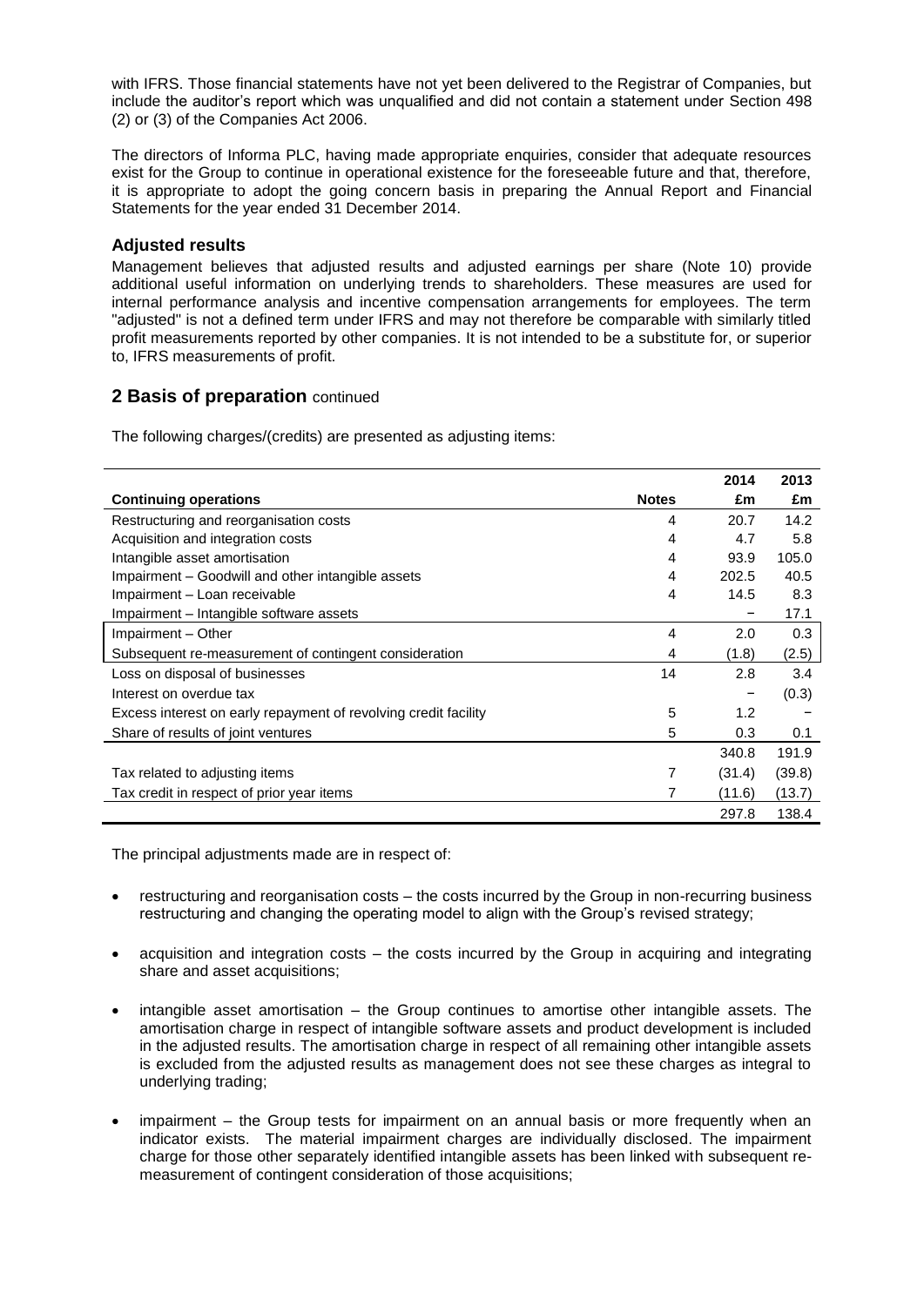with IFRS. Those financial statements have not yet been delivered to the Registrar of Companies, but include the auditor's report which was unqualified and did not contain a statement under Section 498 (2) or (3) of the Companies Act 2006.

The directors of Informa PLC, having made appropriate enquiries, consider that adequate resources exist for the Group to continue in operational existence for the foreseeable future and that, therefore, it is appropriate to adopt the going concern basis in preparing the Annual Report and Financial Statements for the year ended 31 December 2014.

### Adjusted results

Management believes that adjusted results and adjusted earnings per share (Note 10) provide additional useful information on underlying trends to shareholders. These measures are used for internal performance analysis and incentive compensation arrangements for employees. The term "adjusted" is not a defined term under IFRS and may not therefore be comparable with similarly titled profit measurements reported by other companies. It is not intended to be a substitute for, or superior to, IFRS measurements of profit.

## 2 Basis of preparation continued

The following charges/(credits) are presented as adjusting items:

| Continuing operations | Notes | 2014 £m | 2013 £m |
|---|---|---|---|
| Restructuring and reorganisation costs | 4 | 20.7 | 14.2 |
| Acquisition and integration costs | 4 | 4.7 | 5.8 |
| Intangible asset amortisation | 4 | 93.9 | 105.0 |
| Impairment – Goodwill and other intangible assets | 4 | 202.5 | 40.5 |
| Impairment – Loan receivable | 4 | 14.5 | 8.3 |
| Impairment – Intangible software assets | | – | 17.1 |
| Impairment – Other | 4 | 2.0 | 0.3 |
| Subsequent re-measurement of contingent consideration | 4 | (1.8) | (2.5) |
| Loss on disposal of businesses | 14 | 2.8 | 3.4 |
| Interest on overdue tax | | – | (0.3) |
| Excess interest on early repayment of revolving credit facility | 5 | 1.2 | – |
| Share of results of joint ventures | 5 | 0.3 | 0.1 |
| | | 340.8 | 191.9 |
| Tax related to adjusting items | 7 | (31.4) | (39.8) |
| Tax credit in respect of prior year items | 7 | (11.6) | (13.7) |
| | | 297.8 | 138.4 |

The principal adjustments made are in respect of:

- restructuring and reorganisation costs – the costs incurred by the Group in non-recurring business restructuring and changing the operating model to align with the Group's revised strategy;
- acquisition and integration costs – the costs incurred by the Group in acquiring and integrating share and asset acquisitions;
- intangible asset amortisation – the Group continues to amortise other intangible assets. The amortisation charge in respect of intangible software assets and product development is included in the adjusted results. The amortisation charge in respect of all remaining other intangible assets is excluded from the adjusted results as management does not see these charges as integral to underlying trading;
- impairment – the Group tests for impairment on an annual basis or more frequently when an indicator exists. The material impairment charges are individually disclosed. The impairment charge for those other separately identified intangible assets has been linked with subsequent re-measurement of contingent consideration of those acquisitions;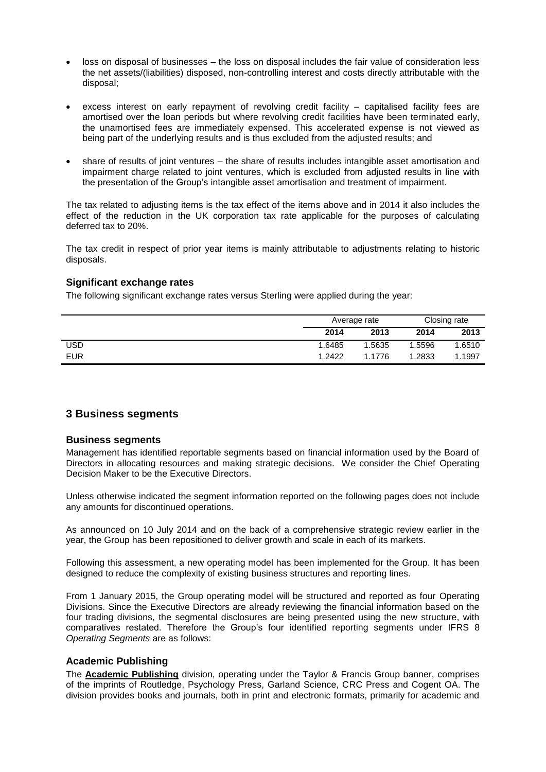- loss on disposal of businesses – the loss on disposal includes the fair value of consideration less the net assets/(liabilities) disposed, non-controlling interest and costs directly attributable with the disposal;

- excess interest on early repayment of revolving credit facility – capitalised facility fees are amortised over the loan periods but where revolving credit facilities have been terminated early, the unamortised fees are immediately expensed. This accelerated expense is not viewed as being part of the underlying results and is thus excluded from the adjusted results; and

- share of results of joint ventures – the share of results includes intangible asset amortisation and impairment charge related to joint ventures, which is excluded from adjusted results in line with the presentation of the Group's intangible asset amortisation and treatment of impairment.

The tax related to adjusting items is the tax effect of the items above and in 2014 it also includes the effect of the reduction in the UK corporation tax rate applicable for the purposes of calculating deferred tax to 20%.

The tax credit in respect of prior year items is mainly attributable to adjustments relating to historic disposals.

### Significant exchange rates

The following significant exchange rates versus Sterling were applied during the year:

| | Average rate | | Closing rate | |
|---|---|---|---|---|
| | **2014** | **2013** | **2014** | **2013** |
| USD | 1.6485 | 1.5635 | 1.5596 | 1.6510 |
| EUR | 1.2422 | 1.1776 | 1.2833 | 1.1997 |

## 3 Business segments

### Business segments

Management has identified reportable segments based on financial information used by the Board of Directors in allocating resources and making strategic decisions. We consider the Chief Operating Decision Maker to be the Executive Directors.

Unless otherwise indicated the segment information reported on the following pages does not include any amounts for discontinued operations.

As announced on 10 July 2014 and on the back of a comprehensive strategic review earlier in the year, the Group has been repositioned to deliver growth and scale in each of its markets.

Following this assessment, a new operating model has been implemented for the Group. It has been designed to reduce the complexity of existing business structures and reporting lines.

From 1 January 2015, the Group operating model will be structured and reported as four Operating Divisions. Since the Executive Directors are already reviewing the financial information based on the four trading divisions, the segmental disclosures are being presented using the new structure, with comparatives restated. Therefore the Group's four identified reporting segments under IFRS 8 *Operating Segments* are as follows:

### Academic Publishing

The **Academic Publishing** division, operating under the Taylor & Francis Group banner, comprises of the imprints of Routledge, Psychology Press, Garland Science, CRC Press and Cogent OA. The division provides books and journals, both in print and electronic formats, primarily for academic and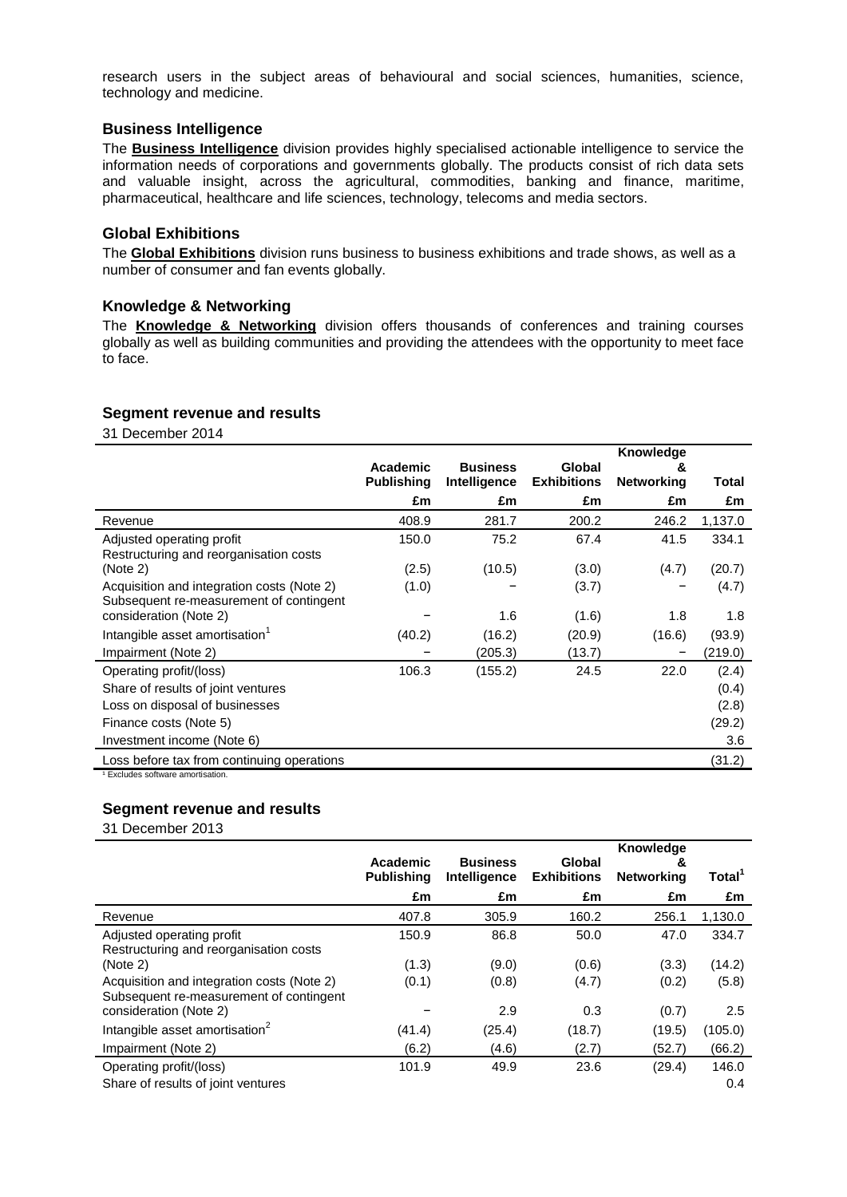research users in the subject areas of behavioural and social sciences, humanities, science, technology and medicine.

### Business Intelligence

The **Business Intelligence** division provides highly specialised actionable intelligence to service the information needs of corporations and governments globally. The products consist of rich data sets and valuable insight, across the agricultural, commodities, banking and finance, maritime, pharmaceutical, healthcare and life sciences, technology, telecoms and media sectors.

### Global Exhibitions

The **Global Exhibitions** division runs business to business exhibitions and trade shows, as well as a number of consumer and fan events globally.

### Knowledge & Networking

The **Knowledge & Networking** division offers thousands of conferences and training courses globally as well as building communities and providing the attendees with the opportunity to meet face to face.

### Segment revenue and results

31 December 2014

| | Academic Publishing | Business Intelligence | Global Exhibitions | Knowledge & Networking | Total |
|---|---|---|---|---|---|
| | £m | £m | £m | £m | £m |
| Revenue | 408.9 | 281.7 | 200.2 | 246.2 | 1,137.0 |
| Adjusted operating profit | 150.0 | 75.2 | 67.4 | 41.5 | 334.1 |
| Restructuring and reorganisation costs (Note 2) | (2.5) | (10.5) | (3.0) | (4.7) | (20.7) |
| Acquisition and integration costs (Note 2) | (1.0) | – | (3.7) | – | (4.7) |
| Subsequent re-measurement of contingent consideration (Note 2) | – | 1.6 | (1.6) | 1.8 | 1.8 |
| Intangible asset amortisation[1] | (40.2) | (16.2) | (20.9) | (16.6) | (93.9) |
| Impairment (Note 2) | – | (205.3) | (13.7) | – | (219.0) |
| Operating profit/(loss) | 106.3 | (155.2) | 24.5 | 22.0 | (2.4) |
| Share of results of joint ventures | | | | | (0.4) |
| Loss on disposal of businesses | | | | | (2.8) |
| Finance costs (Note 5) | | | | | (29.2) |
| Investment income (Note 6) | | | | | 3.6 |
| Loss before tax from continuing operations | | | | | (31.2) |

[1] Excludes software amortisation.

### Segment revenue and results

31 December 2013

| | Academic Publishing | Business Intelligence | Global Exhibitions | Knowledge & Networking | Total[1] |
|---|---|---|---|---|---|
| | £m | £m | £m | £m | £m |
| Revenue | 407.8 | 305.9 | 160.2 | 256.1 | 1,130.0 |
| Adjusted operating profit | 150.9 | 86.8 | 50.0 | 47.0 | 334.7 |
| Restructuring and reorganisation costs (Note 2) | (1.3) | (9.0) | (0.6) | (3.3) | (14.2) |
| Acquisition and integration costs (Note 2) | (0.1) | (0.8) | (4.7) | (0.2) | (5.8) |
| Subsequent re-measurement of contingent consideration (Note 2) | – | 2.9 | 0.3 | (0.7) | 2.5 |
| Intangible asset amortisation[2] | (41.4) | (25.4) | (18.7) | (19.5) | (105.0) |
| Impairment (Note 2) | (6.2) | (4.6) | (2.7) | (52.7) | (66.2) |
| Operating profit/(loss) | 101.9 | 49.9 | 23.6 | (29.4) | 146.0 |
| Share of results of joint ventures | | | | | 0.4 |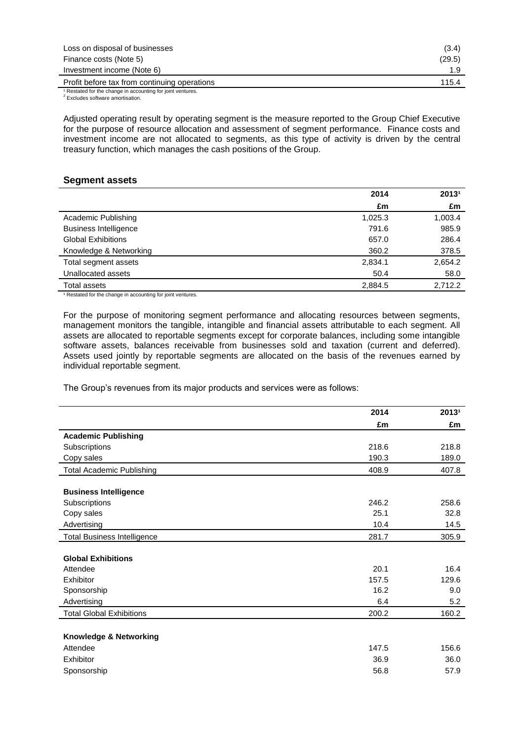| | |
|---|---|
| Loss on disposal of businesses | (3.4) |
| Finance costs (Note 5) | (29.5) |
| Investment income (Note 6) | 1.9 |
| Profit before tax from continuing operations | 115.4 |

[1] Restated for the change in accounting for joint ventures.
[2] Excludes software amortisation.

Adjusted operating result by operating segment is the measure reported to the Group Chief Executive for the purpose of resource allocation and assessment of segment performance. Finance costs and investment income are not allocated to segments, as this type of activity is driven by the central treasury function, which manages the cash positions of the Group.

## Segment assets

| | 2014 | 2013[1] |
|---|---|---|
| | £m | £m |
| Academic Publishing | 1,025.3 | 1,003.4 |
| Business Intelligence | 791.6 | 985.9 |
| Global Exhibitions | 657.0 | 286.4 |
| Knowledge & Networking | 360.2 | 378.5 |
| Total segment assets | 2,834.1 | 2,654.2 |
| Unallocated assets | 50.4 | 58.0 |
| Total assets | 2,884.5 | 2,712.2 |

[1] Restated for the change in accounting for joint ventures.

For the purpose of monitoring segment performance and allocating resources between segments, management monitors the tangible, intangible and financial assets attributable to each segment. All assets are allocated to reportable segments except for corporate balances, including some intangible software assets, balances receivable from businesses sold and taxation (current and deferred). Assets used jointly by reportable segments are allocated on the basis of the revenues earned by individual reportable segment.

The Group's revenues from its major products and services were as follows:

| | 2014 | 2013[1] |
|---|---|---|
| | £m | £m |
| **Academic Publishing** | | |
| Subscriptions | 218.6 | 218.8 |
| Copy sales | 190.3 | 189.0 |
| Total Academic Publishing | 408.9 | 407.8 |
| | | |
| **Business Intelligence** | | |
| Subscriptions | 246.2 | 258.6 |
| Copy sales | 25.1 | 32.8 |
| Advertising | 10.4 | 14.5 |
| Total Business Intelligence | 281.7 | 305.9 |
| | | |
| **Global Exhibitions** | | |
| Attendee | 20.1 | 16.4 |
| Exhibitor | 157.5 | 129.6 |
| Sponsorship | 16.2 | 9.0 |
| Advertising | 6.4 | 5.2 |
| Total Global Exhibitions | 200.2 | 160.2 |
| | | |
| **Knowledge & Networking** | | |
| Attendee | 147.5 | 156.6 |
| Exhibitor | 36.9 | 36.0 |
| Sponsorship | 56.8 | 57.9 |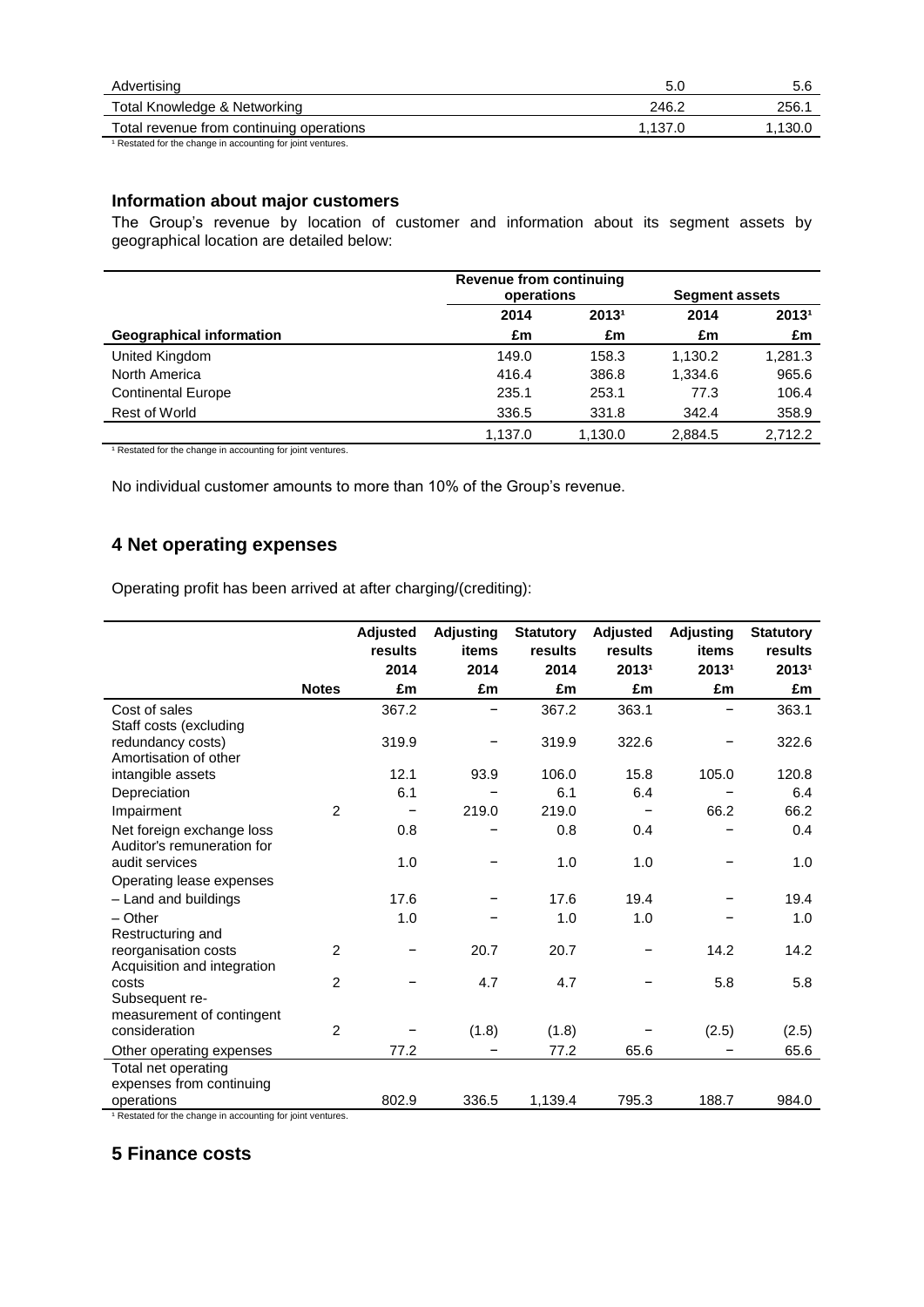| | | |
|---|---|---|
| Advertising | 5.0 | 5.6 |
| Total Knowledge & Networking | 246.2 | 256.1 |
| Total revenue from continuing operations | 1,137.0 | 1,130.0 |

[1] Restated for the change in accounting for joint ventures.

### Information about major customers

The Group's revenue by location of customer and information about its segment assets by geographical location are detailed below:

| | Revenue from continuing operations | | Segment assets | |
|---|---|---|---|---|
| | 2014 | 2013[1] | 2014 | 2013[1] |
| **Geographical information** | £m | £m | £m | £m |
| United Kingdom | 149.0 | 158.3 | 1,130.2 | 1,281.3 |
| North America | 416.4 | 386.8 | 1,334.6 | 965.6 |
| Continental Europe | 235.1 | 253.1 | 77.3 | 106.4 |
| Rest of World | 336.5 | 331.8 | 342.4 | 358.9 |
| | 1,137.0 | 1,130.0 | 2,884.5 | 2,712.2 |

[1] Restated for the change in accounting for joint ventures.

No individual customer amounts to more than 10% of the Group's revenue.

## 4 Net operating expenses

Operating profit has been arrived at after charging/(crediting):

| | Notes | Adjusted results 2014 £m | Adjusting items 2014 £m | Statutory results 2014 £m | Adjusted results 2013[1] £m | Adjusting items 2013[1] £m | Statutory results 2013[1] £m |
|---|---|---|---|---|---|---|---|
| Cost of sales | | 367.2 | – | 367.2 | 363.1 | – | 363.1 |
| Staff costs (excluding redundancy costs) | | 319.9 | – | 319.9 | 322.6 | – | 322.6 |
| Amortisation of other intangible assets | | 12.1 | 93.9 | 106.0 | 15.8 | 105.0 | 120.8 |
| Depreciation | | 6.1 | – | 6.1 | 6.4 | – | 6.4 |
| Impairment | 2 | – | 219.0 | 219.0 | – | 66.2 | 66.2 |
| Net foreign exchange loss | | 0.8 | – | 0.8 | 0.4 | – | 0.4 |
| Auditor's remuneration for audit services | | 1.0 | – | 1.0 | 1.0 | – | 1.0 |
| Operating lease expenses | | | | | | | |
| – Land and buildings | | 17.6 | – | 17.6 | 19.4 | – | 19.4 |
| – Other | | 1.0 | – | 1.0 | 1.0 | – | 1.0 |
| Restructuring and reorganisation costs | 2 | – | 20.7 | 20.7 | – | 14.2 | 14.2 |
| Acquisition and integration costs | 2 | – | 4.7 | 4.7 | – | 5.8 | 5.8 |
| Subsequent re-measurement of contingent consideration | 2 | – | (1.8) | (1.8) | – | (2.5) | (2.5) |
| Other operating expenses | | 77.2 | – | 77.2 | 65.6 | – | 65.6 |
| Total net operating expenses from continuing operations | | 802.9 | 336.5 | 1,139.4 | 795.3 | 188.7 | 984.0 |

[1] Restated for the change in accounting for joint ventures.

## 5 Finance costs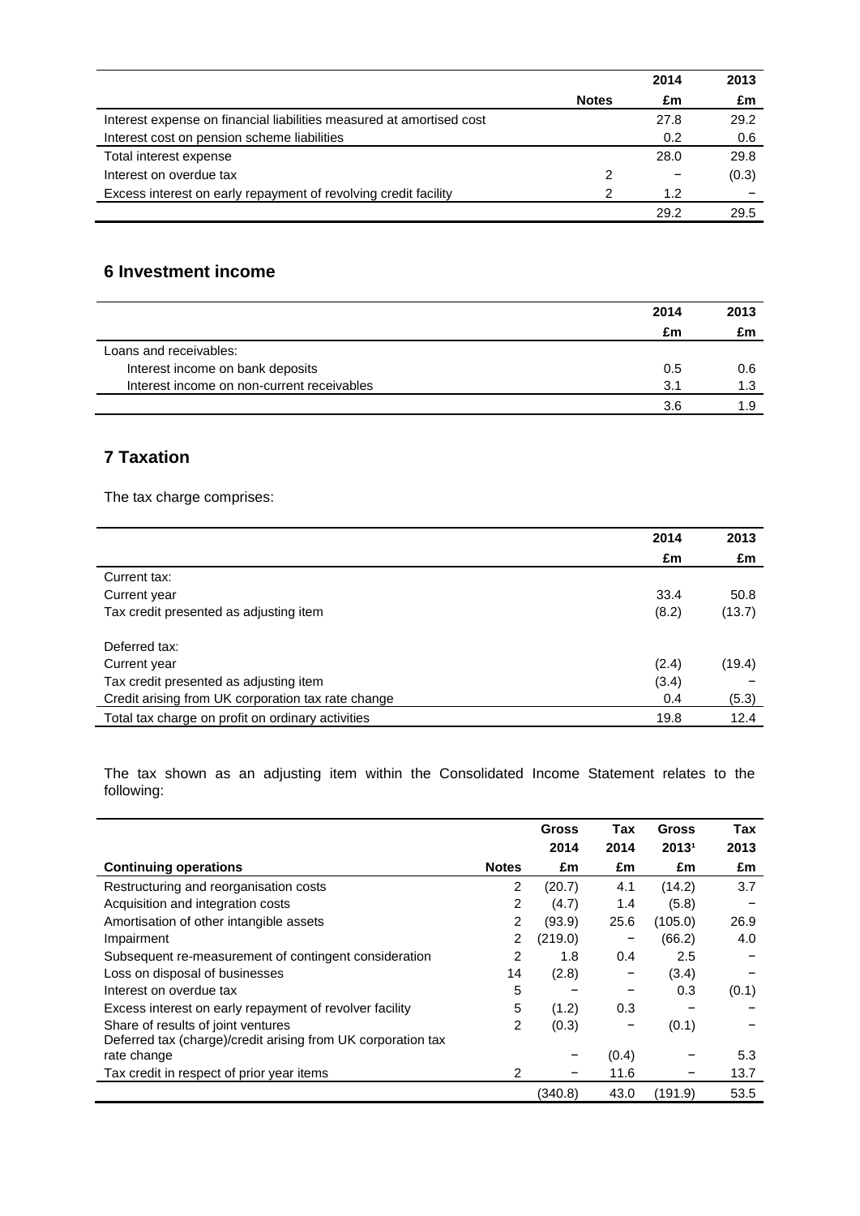| | Notes | 2014<br>£m | 2013<br>£m |
|---|---|---|---|
| Interest expense on financial liabilities measured at amortised cost | | 27.8 | 29.2 |
| Interest cost on pension scheme liabilities | | 0.2 | 0.6 |
| Total interest expense | | 28.0 | 29.8 |
| Interest on overdue tax | 2 | − | (0.3) |
| Excess interest on early repayment of revolving credit facility | 2 | 1.2 | − |
| | | 29.2 | 29.5 |

## 6 Investment income

| | 2014<br>£m | 2013<br>£m |
|---|---|---|
| Loans and receivables: | | |
| Interest income on bank deposits | 0.5 | 0.6 |
| Interest income on non-current receivables | 3.1 | 1.3 |
| | 3.6 | 1.9 |

## 7 Taxation

The tax charge comprises:

| | 2014<br>£m | 2013<br>£m |
|---|---|---|
| Current tax: | | |
| Current year | 33.4 | 50.8 |
| Tax credit presented as adjusting item | (8.2) | (13.7) |
| Deferred tax: | | |
| Current year | (2.4) | (19.4) |
| Tax credit presented as adjusting item | (3.4) | − |
| Credit arising from UK corporation tax rate change | 0.4 | (5.3) |
| Total tax charge on profit on ordinary activities | 19.8 | 12.4 |

The tax shown as an adjusting item within the Consolidated Income Statement relates to the following:

| Continuing operations | Notes | Gross 2014<br>£m | Tax 2014<br>£m | Gross 2013[1]<br>£m | Tax 2013<br>£m |
|---|---|---|---|---|---|
| Restructuring and reorganisation costs | 2 | (20.7) | 4.1 | (14.2) | 3.7 |
| Acquisition and integration costs | 2 | (4.7) | 1.4 | (5.8) | − |
| Amortisation of other intangible assets | 2 | (93.9) | 25.6 | (105.0) | 26.9 |
| Impairment | 2 | (219.0) | − | (66.2) | 4.0 |
| Subsequent re-measurement of contingent consideration | 2 | 1.8 | 0.4 | 2.5 | − |
| Loss on disposal of businesses | 14 | (2.8) | − | (3.4) | − |
| Interest on overdue tax | 5 | − | − | 0.3 | (0.1) |
| Excess interest on early repayment of revolver facility | 5 | (1.2) | 0.3 | − | − |
| Share of results of joint ventures | 2 | (0.3) | − | (0.1) | − |
| Deferred tax (charge)/credit arising from UK corporation tax rate change | | − | (0.4) | − | 5.3 |
| Tax credit in respect of prior year items | 2 | − | 11.6 | − | 13.7 |
| | | (340.8) | 43.0 | (191.9) | 53.5 |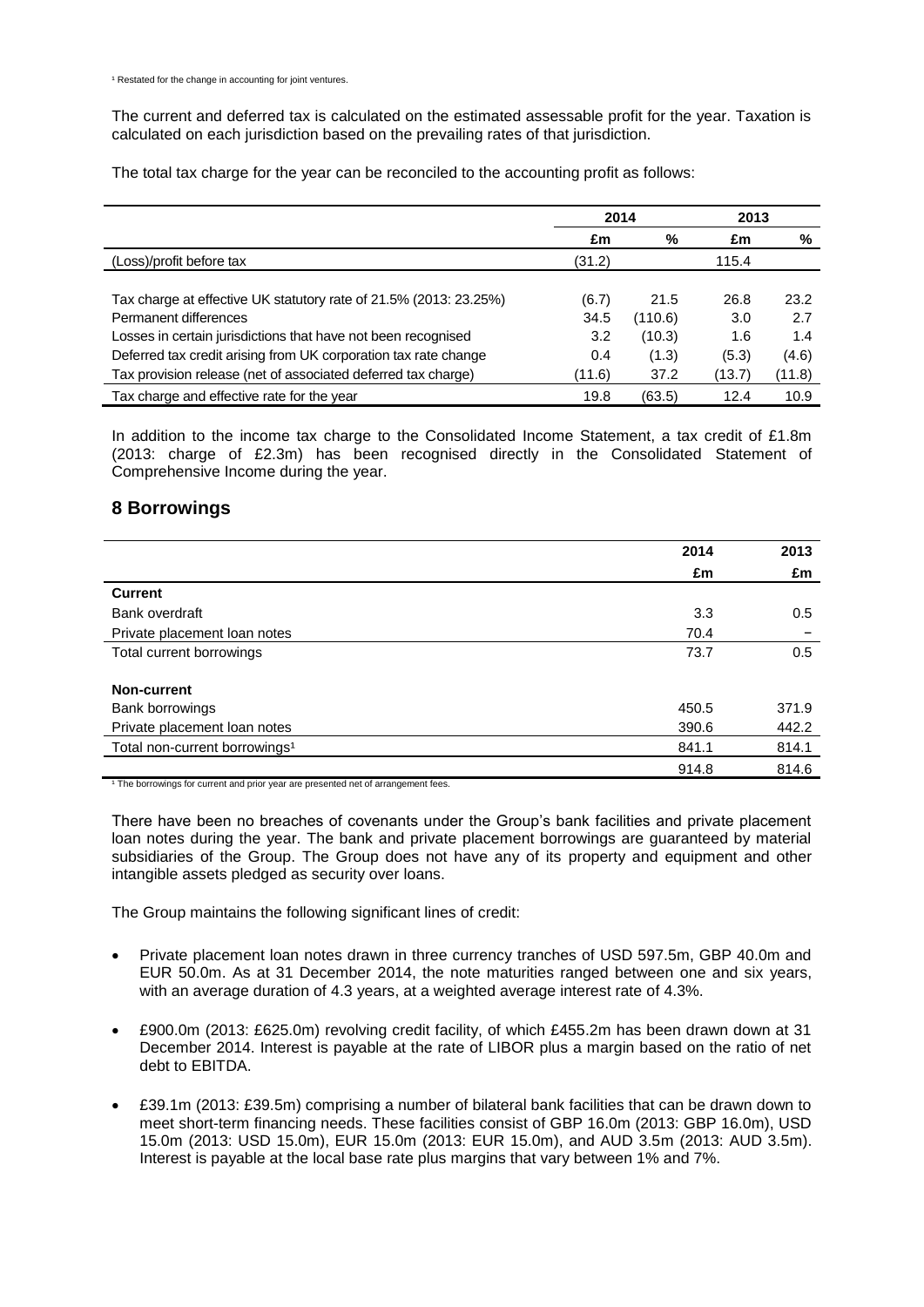[1] Restated for the change in accounting for joint ventures.

The current and deferred tax is calculated on the estimated assessable profit for the year. Taxation is calculated on each jurisdiction based on the prevailing rates of that jurisdiction.

The total tax charge for the year can be reconciled to the accounting profit as follows:

| | 2014 | | 2013 | |
|---|---|---|---|---|
| | £m | % | £m | % |
| (Loss)/profit before tax | (31.2) | | 115.4 | |
| Tax charge at effective UK statutory rate of 21.5% (2013: 23.25%) | (6.7) | 21.5 | 26.8 | 23.2 |
| Permanent differences | 34.5 | (110.6) | 3.0 | 2.7 |
| Losses in certain jurisdictions that have not been recognised | 3.2 | (10.3) | 1.6 | 1.4 |
| Deferred tax credit arising from UK corporation tax rate change | 0.4 | (1.3) | (5.3) | (4.6) |
| Tax provision release (net of associated deferred tax charge) | (11.6) | 37.2 | (13.7) | (11.8) |
| Tax charge and effective rate for the year | 19.8 | (63.5) | 12.4 | 10.9 |

In addition to the income tax charge to the Consolidated Income Statement, a tax credit of £1.8m (2013: charge of £2.3m) has been recognised directly in the Consolidated Statement of Comprehensive Income during the year.

## 8 Borrowings

| | 2014 | 2013 |
|---|---|---|
| | £m | £m |
| **Current** | | |
| Bank overdraft | 3.3 | 0.5 |
| Private placement loan notes | 70.4 | – |
| Total current borrowings | 73.7 | 0.5 |
| **Non-current** | | |
| Bank borrowings | 450.5 | 371.9 |
| Private placement loan notes | 390.6 | 442.2 |
| Total non-current borrowings[1] | 841.1 | 814.1 |
| | 914.8 | 814.6 |

[1] The borrowings for current and prior year are presented net of arrangement fees.

There have been no breaches of covenants under the Group's bank facilities and private placement loan notes during the year. The bank and private placement borrowings are guaranteed by material subsidiaries of the Group. The Group does not have any of its property and equipment and other intangible assets pledged as security over loans.

The Group maintains the following significant lines of credit:

- Private placement loan notes drawn in three currency tranches of USD 597.5m, GBP 40.0m and EUR 50.0m. As at 31 December 2014, the note maturities ranged between one and six years, with an average duration of 4.3 years, at a weighted average interest rate of 4.3%.
- £900.0m (2013: £625.0m) revolving credit facility, of which £455.2m has been drawn down at 31 December 2014. Interest is payable at the rate of LIBOR plus a margin based on the ratio of net debt to EBITDA.
- £39.1m (2013: £39.5m) comprising a number of bilateral bank facilities that can be drawn down to meet short-term financing needs. These facilities consist of GBP 16.0m (2013: GBP 16.0m), USD 15.0m (2013: USD 15.0m), EUR 15.0m (2013: EUR 15.0m), and AUD 3.5m (2013: AUD 3.5m). Interest is payable at the local base rate plus margins that vary between 1% and 7%.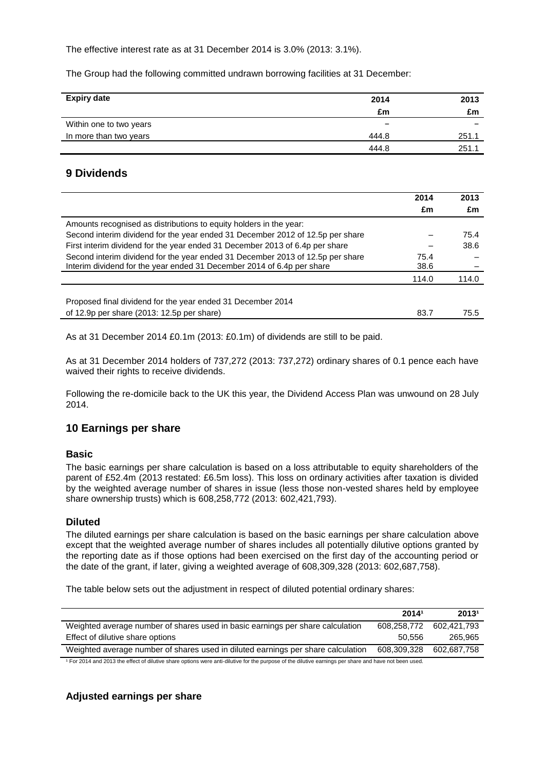The effective interest rate as at 31 December 2014 is 3.0% (2013: 3.1%).

The Group had the following committed undrawn borrowing facilities at 31 December:

| Expiry date | 2014 | 2013 |
|---|---|---|
| | £m | £m |
| Within one to two years | – | – |
| In more than two years | 444.8 | 251.1 |
| | 444.8 | 251.1 |

## 9 Dividends

| | 2014 | 2013 |
|---|---|---|
| | £m | £m |
| Amounts recognised as distributions to equity holders in the year: | | |
| Second interim dividend for the year ended 31 December 2012 of 12.5p per share | – | 75.4 |
| First interim dividend for the year ended 31 December 2013 of 6.4p per share | – | 38.6 |
| Second interim dividend for the year ended 31 December 2013 of 12.5p per share | 75.4 | – |
| Interim dividend for the year ended 31 December 2014 of 6.4p per share | 38.6 | – |
| | 114.0 | 114.0 |
| | | |
| Proposed final dividend for the year ended 31 December 2014 of 12.9p per share (2013: 12.5p per share) | 83.7 | 75.5 |

As at 31 December 2014 £0.1m (2013: £0.1m) of dividends are still to be paid.

As at 31 December 2014 holders of 737,272 (2013: 737,272) ordinary shares of 0.1 pence each have waived their rights to receive dividends.

Following the re-domicile back to the UK this year, the Dividend Access Plan was unwound on 28 July 2014.

## 10 Earnings per share

### Basic

The basic earnings per share calculation is based on a loss attributable to equity shareholders of the parent of £52.4m (2013 restated: £6.5m loss). This loss on ordinary activities after taxation is divided by the weighted average number of shares in issue (less those non-vested shares held by employee share ownership trusts) which is 608,258,772 (2013: 602,421,793).

### Diluted

The diluted earnings per share calculation is based on the basic earnings per share calculation above except that the weighted average number of shares includes all potentially dilutive options granted by the reporting date as if those options had been exercised on the first day of the accounting period or the date of the grant, if later, giving a weighted average of 608,309,328 (2013: 602,687,758).

The table below sets out the adjustment in respect of diluted potential ordinary shares:

| | 2014[1] | 2013[1] |
|---|---|---|
| Weighted average number of shares used in basic earnings per share calculation | 608,258,772 | 602,421,793 |
| Effect of dilutive share options | 50,556 | 265,965 |
| Weighted average number of shares used in diluted earnings per share calculation | 608,309,328 | 602,687,758 |

[1] For 2014 and 2013 the effect of dilutive share options were anti-dilutive for the purpose of the dilutive earnings per share and have not been used.

### Adjusted earnings per share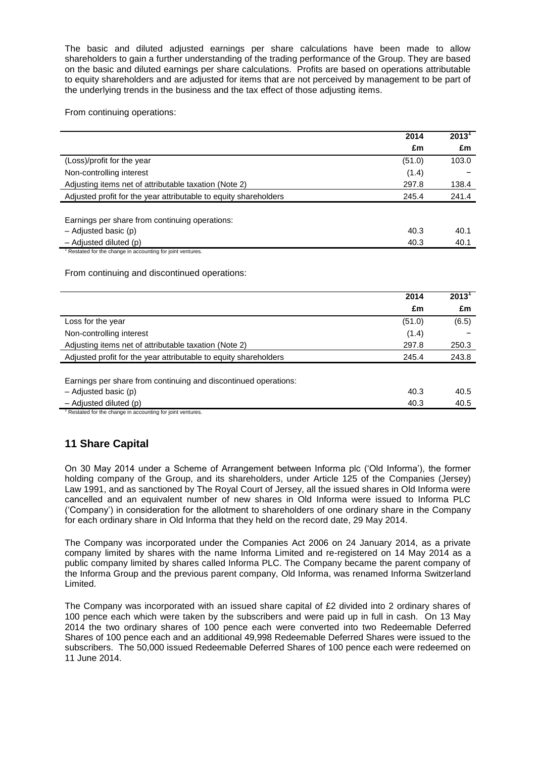The basic and diluted adjusted earnings per share calculations have been made to allow shareholders to gain a further understanding of the trading performance of the Group. They are based on the basic and diluted earnings per share calculations. Profits are based on operations attributable to equity shareholders and are adjusted for items that are not perceived by management to be part of the underlying trends in the business and the tax effect of those adjusting items.

From continuing operations:

| | 2014 | 2013[1] |
|---|---|---|
| | £m | £m |
| (Loss)/profit for the year | (51.0) | 103.0 |
| Non-controlling interest | (1.4) | – |
| Adjusting items net of attributable taxation (Note 2) | 297.8 | 138.4 |
| Adjusted profit for the year attributable to equity shareholders | 245.4 | 241.4 |
| | | |
| Earnings per share from continuing operations: | | |
| – Adjusted basic (p) | 40.3 | 40.1 |
| – Adjusted diluted (p) | 40.3 | 40.1 |

[1] Restated for the change in accounting for joint ventures.

From continuing and discontinued operations:

| | 2014 | 2013[1] |
|---|---|---|
| | £m | £m |
| Loss for the year | (51.0) | (6.5) |
| Non-controlling interest | (1.4) | – |
| Adjusting items net of attributable taxation (Note 2) | 297.8 | 250.3 |
| Adjusted profit for the year attributable to equity shareholders | 245.4 | 243.8 |
| | | |
| Earnings per share from continuing and discontinued operations: | | |
| – Adjusted basic (p) | 40.3 | 40.5 |
| – Adjusted diluted (p) | 40.3 | 40.5 |

[1] Restated for the change in accounting for joint ventures.

## 11 Share Capital

On 30 May 2014 under a Scheme of Arrangement between Informa plc ('Old Informa'), the former holding company of the Group, and its shareholders, under Article 125 of the Companies (Jersey) Law 1991, and as sanctioned by The Royal Court of Jersey, all the issued shares in Old Informa were cancelled and an equivalent number of new shares in Old Informa were issued to Informa PLC ('Company') in consideration for the allotment to shareholders of one ordinary share in the Company for each ordinary share in Old Informa that they held on the record date, 29 May 2014.

The Company was incorporated under the Companies Act 2006 on 24 January 2014, as a private company limited by shares with the name Informa Limited and re-registered on 14 May 2014 as a public company limited by shares called Informa PLC. The Company became the parent company of the Informa Group and the previous parent company, Old Informa, was renamed Informa Switzerland Limited.

The Company was incorporated with an issued share capital of £2 divided into 2 ordinary shares of 100 pence each which were taken by the subscribers and were paid up in full in cash. On 13 May 2014 the two ordinary shares of 100 pence each were converted into two Redeemable Deferred Shares of 100 pence each and an additional 49,998 Redeemable Deferred Shares were issued to the subscribers. The 50,000 issued Redeemable Deferred Shares of 100 pence each were redeemed on 11 June 2014.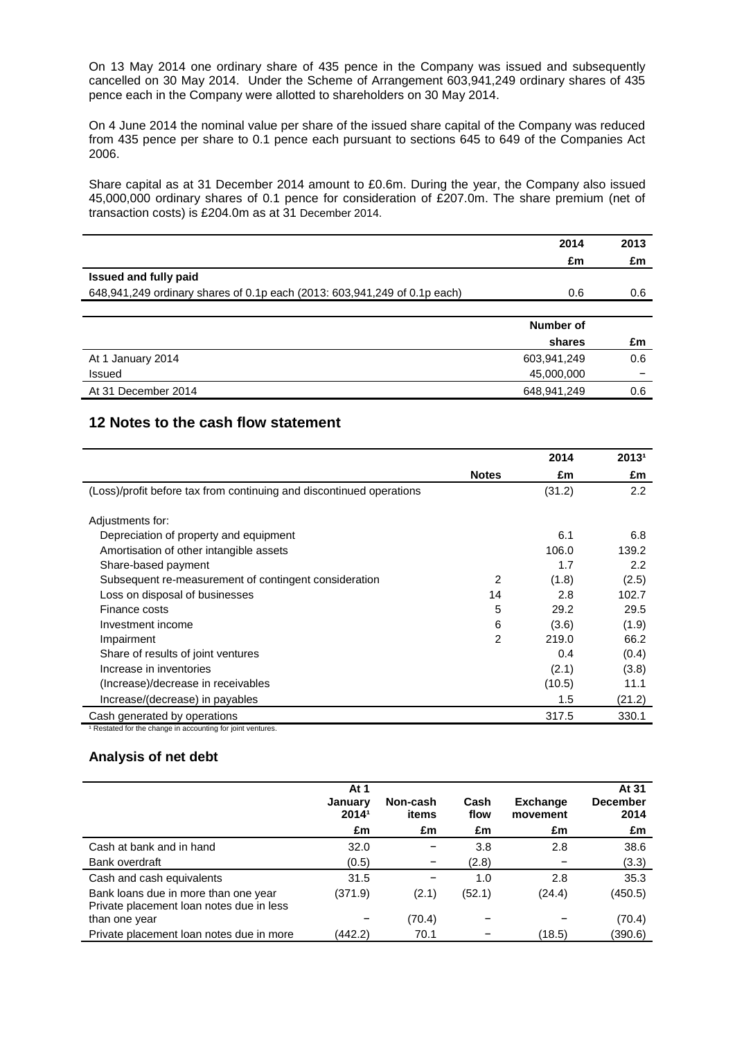On 13 May 2014 one ordinary share of 435 pence in the Company was issued and subsequently cancelled on 30 May 2014. Under the Scheme of Arrangement 603,941,249 ordinary shares of 435 pence each in the Company were allotted to shareholders on 30 May 2014.

On 4 June 2014 the nominal value per share of the issued share capital of the Company was reduced from 435 pence per share to 0.1 pence each pursuant to sections 645 to 649 of the Companies Act 2006.

Share capital as at 31 December 2014 amount to £0.6m. During the year, the Company also issued 45,000,000 ordinary shares of 0.1 pence for consideration of £207.0m. The share premium (net of transaction costs) is £204.0m as at 31 December 2014.

| | 2014 | 2013 |
|---|---|---|
| | £m | £m |
| **Issued and fully paid** | | |
| 648,941,249 ordinary shares of 0.1p each (2013: 603,941,249 of 0.1p each) | 0.6 | 0.6 |

| | Number of shares | £m |
|---|---|---|
| At 1 January 2014 | 603,941,249 | 0.6 |
| Issued | 45,000,000 | − |
| At 31 December 2014 | 648,941,249 | 0.6 |

## 12 Notes to the cash flow statement

| | Notes | 2014 £m | 2013[1] £m |
|---|---|---|---|
| (Loss)/profit before tax from continuing and discontinued operations | | (31.2) | 2.2 |
| Adjustments for: | | | |
| Depreciation of property and equipment | | 6.1 | 6.8 |
| Amortisation of other intangible assets | | 106.0 | 139.2 |
| Share-based payment | | 1.7 | 2.2 |
| Subsequent re-measurement of contingent consideration | 2 | (1.8) | (2.5) |
| Loss on disposal of businesses | 14 | 2.8 | 102.7 |
| Finance costs | 5 | 29.2 | 29.5 |
| Investment income | 6 | (3.6) | (1.9) |
| Impairment | 2 | 219.0 | 66.2 |
| Share of results of joint ventures | | 0.4 | (0.4) |
| Increase in inventories | | (2.1) | (3.8) |
| (Increase)/decrease in receivables | | (10.5) | 11.1 |
| Increase/(decrease) in payables | | 1.5 | (21.2) |
| Cash generated by operations | | 317.5 | 330.1 |

[1] Restated for the change in accounting for joint ventures.

### Analysis of net debt

| | At 1 January 2014[1] £m | Non-cash items £m | Cash flow £m | Exchange movement £m | At 31 December 2014 £m |
|---|---|---|---|---|---|
| Cash at bank and in hand | 32.0 | − | 3.8 | 2.8 | 38.6 |
| Bank overdraft | (0.5) | − | (2.8) | − | (3.3) |
| Cash and cash equivalents | 31.5 | − | 1.0 | 2.8 | 35.3 |
| Bank loans due in more than one year | (371.9) | (2.1) | (52.1) | (24.4) | (450.5) |
| Private placement loan notes due in less than one year | − | (70.4) | − | − | (70.4) |
| Private placement loan notes due in more | (442.2) | 70.1 | − | (18.5) | (390.6) |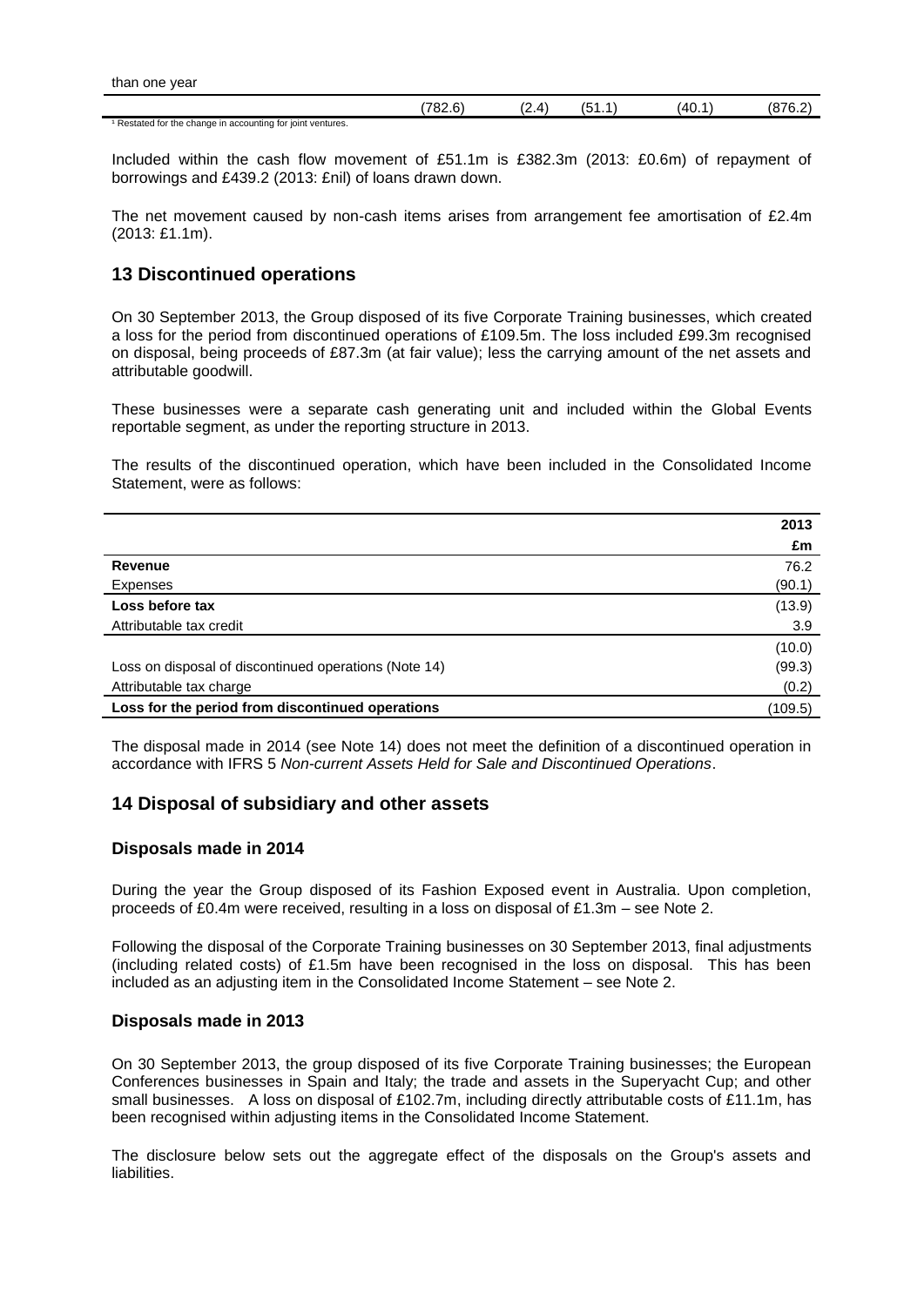| than one year | | | | | |
|---|---|---|---|---|---|
| | (782.6) | (2.4) | (51.1) | (40.1) | (876.2) |

[1] Restated for the change in accounting for joint ventures.

Included within the cash flow movement of £51.1m is £382.3m (2013: £0.6m) of repayment of borrowings and £439.2 (2013: £nil) of loans drawn down.

The net movement caused by non-cash items arises from arrangement fee amortisation of £2.4m (2013: £1.1m).

## 13 Discontinued operations

On 30 September 2013, the Group disposed of its five Corporate Training businesses, which created a loss for the period from discontinued operations of £109.5m. The loss included £99.3m recognised on disposal, being proceeds of £87.3m (at fair value); less the carrying amount of the net assets and attributable goodwill.

These businesses were a separate cash generating unit and included within the Global Events reportable segment, as under the reporting structure in 2013.

The results of the discontinued operation, which have been included in the Consolidated Income Statement, were as follows:

| | 2013 |
|---|---|
| | £m |
| **Revenue** | 76.2 |
| Expenses | (90.1) |
| **Loss before tax** | (13.9) |
| Attributable tax credit | 3.9 |
| | (10.0) |
| Loss on disposal of discontinued operations (Note 14) | (99.3) |
| Attributable tax charge | (0.2) |
| **Loss for the period from discontinued operations** | (109.5) |

The disposal made in 2014 (see Note 14) does not meet the definition of a discontinued operation in accordance with IFRS 5 *Non-current Assets Held for Sale and Discontinued Operations*.

## 14 Disposal of subsidiary and other assets

### Disposals made in 2014

During the year the Group disposed of its Fashion Exposed event in Australia. Upon completion, proceeds of £0.4m were received, resulting in a loss on disposal of £1.3m – see Note 2.

Following the disposal of the Corporate Training businesses on 30 September 2013, final adjustments (including related costs) of £1.5m have been recognised in the loss on disposal. This has been included as an adjusting item in the Consolidated Income Statement – see Note 2.

### Disposals made in 2013

On 30 September 2013, the group disposed of its five Corporate Training businesses; the European Conferences businesses in Spain and Italy; the trade and assets in the Superyacht Cup; and other small businesses. A loss on disposal of £102.7m, including directly attributable costs of £11.1m, has been recognised within adjusting items in the Consolidated Income Statement.

The disclosure below sets out the aggregate effect of the disposals on the Group's assets and liabilities.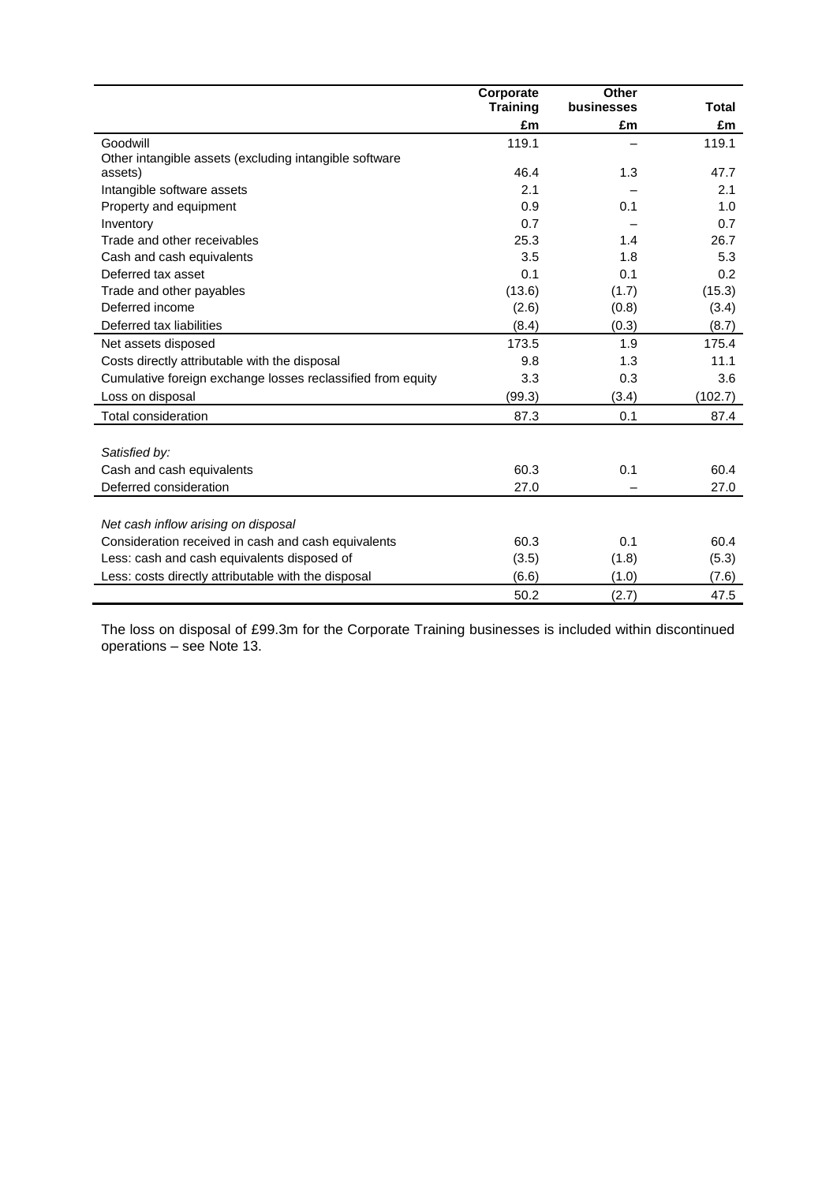| | Corporate Training | Other businesses | Total |
|---|---|---|---|
| | £m | £m | £m |
| Goodwill | 119.1 | – | 119.1 |
| Other intangible assets (excluding intangible software assets) | 46.4 | 1.3 | 47.7 |
| Intangible software assets | 2.1 | – | 2.1 |
| Property and equipment | 0.9 | 0.1 | 1.0 |
| Inventory | 0.7 | – | 0.7 |
| Trade and other receivables | 25.3 | 1.4 | 26.7 |
| Cash and cash equivalents | 3.5 | 1.8 | 5.3 |
| Deferred tax asset | 0.1 | 0.1 | 0.2 |
| Trade and other payables | (13.6) | (1.7) | (15.3) |
| Deferred income | (2.6) | (0.8) | (3.4) |
| Deferred tax liabilities | (8.4) | (0.3) | (8.7) |
| Net assets disposed | 173.5 | 1.9 | 175.4 |
| Costs directly attributable with the disposal | 9.8 | 1.3 | 11.1 |
| Cumulative foreign exchange losses reclassified from equity | 3.3 | 0.3 | 3.6 |
| Loss on disposal | (99.3) | (3.4) | (102.7) |
| Total consideration | 87.3 | 0.1 | 87.4 |
| | | | |
| *Satisfied by:* | | | |
| Cash and cash equivalents | 60.3 | 0.1 | 60.4 |
| Deferred consideration | 27.0 | – | 27.0 |
| | | | |
| *Net cash inflow arising on disposal* | | | |
| Consideration received in cash and cash equivalents | 60.3 | 0.1 | 60.4 |
| Less: cash and cash equivalents disposed of | (3.5) | (1.8) | (5.3) |
| Less: costs directly attributable with the disposal | (6.6) | (1.0) | (7.6) |
| | 50.2 | (2.7) | 47.5 |

The loss on disposal of £99.3m for the Corporate Training businesses is included within discontinued operations – see Note 13.